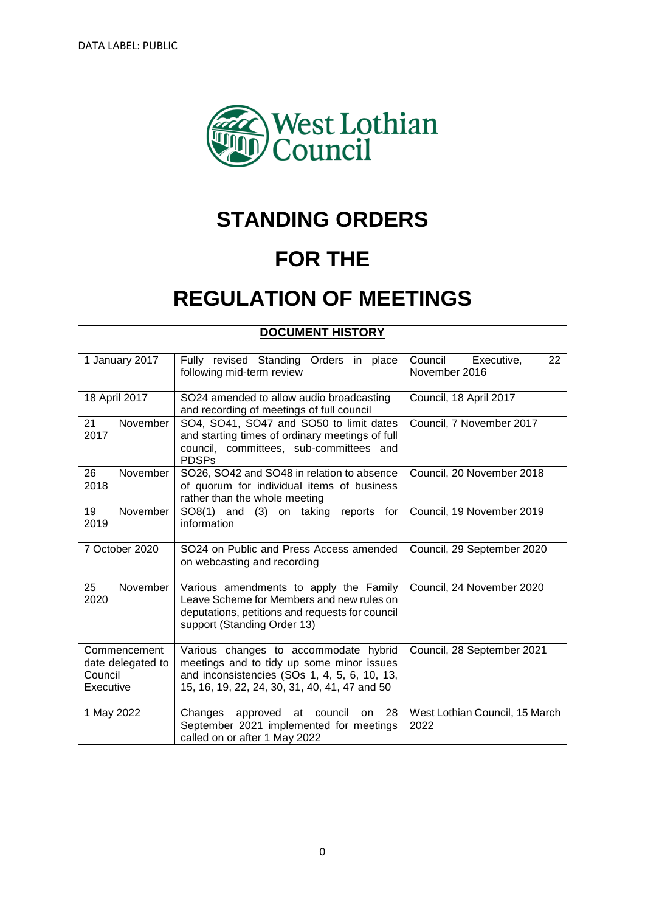DATA LABEL: PUBLIC

West Lothian Council

# STANDING ORDERS

# FOR THE

# REGULATION OF MEETINGS

| **DOCUMENT HISTORY** | | |
|---|---|---|
| 1 January 2017 | Fully revised Standing Orders in place following mid-term review | Council Executive, 22 November 2016 |
| 18 April 2017 | SO24 amended to allow audio broadcasting and recording of meetings of full council | Council, 18 April 2017 |
| 21 November 2017 | SO4, SO41, SO47 and SO50 to limit dates and starting times of ordinary meetings of full council, committees, sub-committees and PDSPs | Council, 7 November 2017 |
| 26 November 2018 | SO26, SO42 and SO48 in relation to absence of quorum for individual items of business rather than the whole meeting | Council, 20 November 2018 |
| 19 November 2019 | SO8(1) and (3) on taking reports for information | Council, 19 November 2019 |
| 7 October 2020 | SO24 on Public and Press Access amended on webcasting and recording | Council, 29 September 2020 |
| 25 November 2020 | Various amendments to apply the Family Leave Scheme for Members and new rules on deputations, petitions and requests for council support (Standing Order 13) | Council, 24 November 2020 |
| Commencement date delegated to Council Executive | Various changes to accommodate hybrid meetings and to tidy up some minor issues and inconsistencies (SOs 1, 4, 5, 6, 10, 13, 15, 16, 19, 22, 24, 30, 31, 40, 41, 47 and 50 | Council, 28 September 2021 |
| 1 May 2022 | Changes approved at council on 28 September 2021 implemented for meetings called on or after 1 May 2022 | West Lothian Council, 15 March 2022 |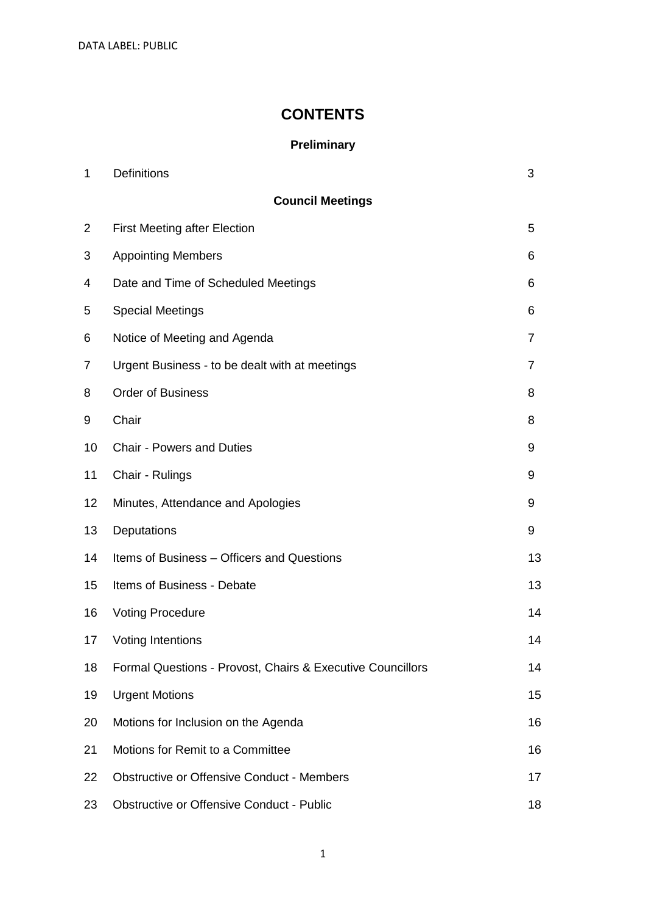# CONTENTS

## Preliminary

| | | |
|---|---|---|
| 1 | Definitions | 3 |

## Council Meetings

| | | |
|---|---|---|
| 2 | First Meeting after Election | 5 |
| 3 | Appointing Members | 6 |
| 4 | Date and Time of Scheduled Meetings | 6 |
| 5 | Special Meetings | 6 |
| 6 | Notice of Meeting and Agenda | 7 |
| 7 | Urgent Business - to be dealt with at meetings | 7 |
| 8 | Order of Business | 8 |
| 9 | Chair | 8 |
| 10 | Chair - Powers and Duties | 9 |
| 11 | Chair - Rulings | 9 |
| 12 | Minutes, Attendance and Apologies | 9 |
| 13 | Deputations | 9 |
| 14 | Items of Business – Officers and Questions | 13 |
| 15 | Items of Business - Debate | 13 |
| 16 | Voting Procedure | 14 |
| 17 | Voting Intentions | 14 |
| 18 | Formal Questions - Provost, Chairs & Executive Councillors | 14 |
| 19 | Urgent Motions | 15 |
| 20 | Motions for Inclusion on the Agenda | 16 |
| 21 | Motions for Remit to a Committee | 16 |
| 22 | Obstructive or Offensive Conduct - Members | 17 |
| 23 | Obstructive or Offensive Conduct - Public | 18 |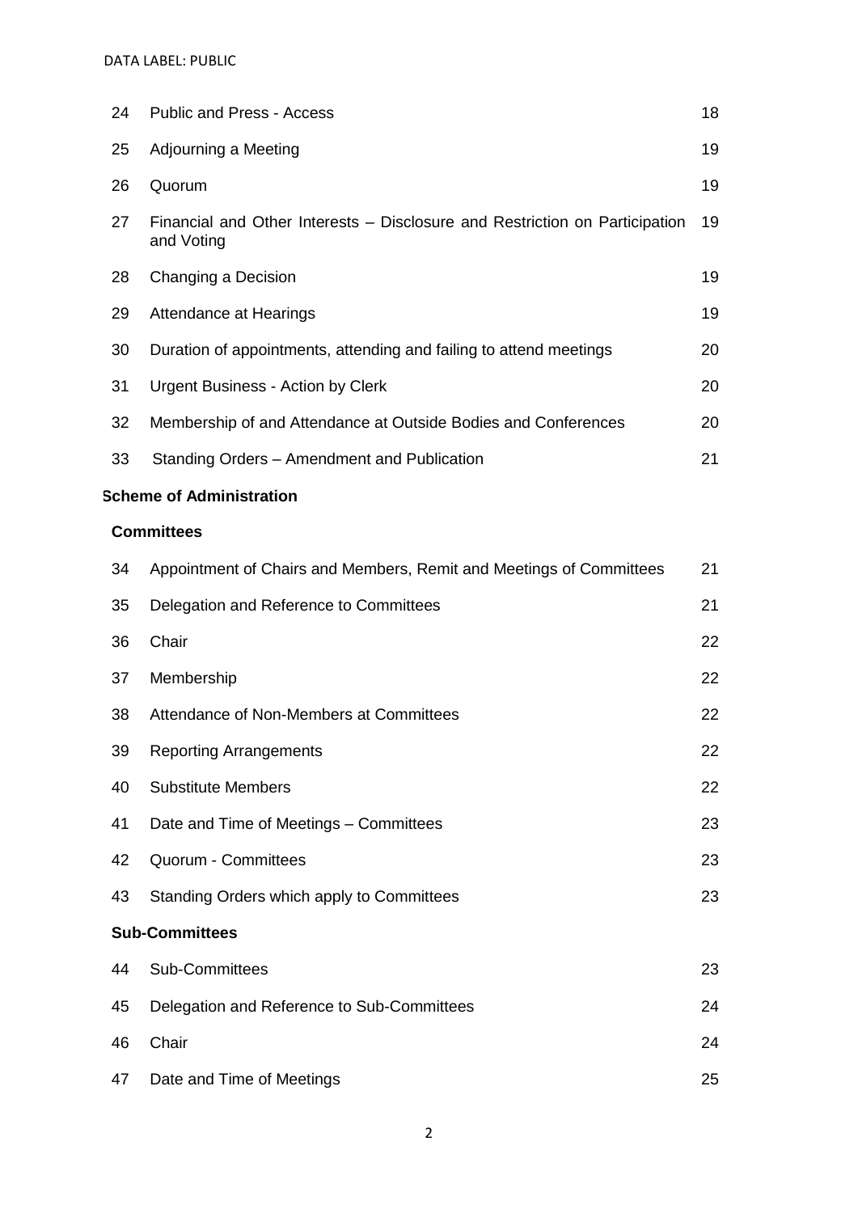| | | |
|---|---|---|
| 24 | Public and Press - Access | 18 |
| 25 | Adjourning a Meeting | 19 |
| 26 | Quorum | 19 |
| 27 | Financial and Other Interests – Disclosure and Restriction on Participation and Voting | 19 |
| 28 | Changing a Decision | 19 |
| 29 | Attendance at Hearings | 19 |
| 30 | Duration of appointments, attending and failing to attend meetings | 20 |
| 31 | Urgent Business - Action by Clerk | 20 |
| 32 | Membership of and Attendance at Outside Bodies and Conferences | 20 |
| 33 | Standing Orders – Amendment and Publication | 21 |

**Scheme of Administration**

**Committees**

| | | |
|---|---|---|
| 34 | Appointment of Chairs and Members, Remit and Meetings of Committees | 21 |
| 35 | Delegation and Reference to Committees | 21 |
| 36 | Chair | 22 |
| 37 | Membership | 22 |
| 38 | Attendance of Non-Members at Committees | 22 |
| 39 | Reporting Arrangements | 22 |
| 40 | Substitute Members | 22 |
| 41 | Date and Time of Meetings – Committees | 23 |
| 42 | Quorum - Committees | 23 |
| 43 | Standing Orders which apply to Committees | 23 |

**Sub-Committees**

| | | |
|---|---|---|
| 44 | Sub-Committees | 23 |
| 45 | Delegation and Reference to Sub-Committees | 24 |
| 46 | Chair | 24 |
| 47 | Date and Time of Meetings | 25 |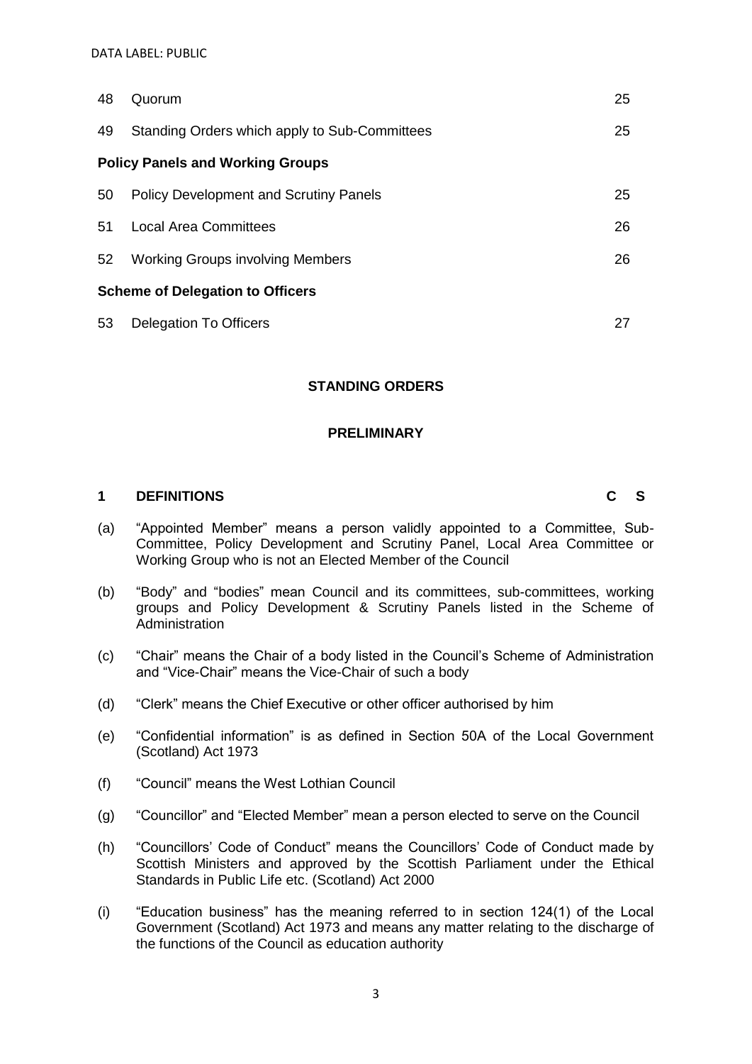| | | |
|---|---|---|
| 48 | Quorum | 25 |
| 49 | Standing Orders which apply to Sub-Committees | 25 |
| **Policy Panels and Working Groups** | | |
| 50 | Policy Development and Scrutiny Panels | 25 |
| 51 | Local Area Committees | 26 |
| 52 | Working Groups involving Members | 26 |
| **Scheme of Delegation to Officers** | | |
| 53 | Delegation To Officers | 27 |

## STANDING ORDERS

### PRELIMINARY

### 1 DEFINITIONS C S

(a) "Appointed Member" means a person validly appointed to a Committee, Sub-Committee, Policy Development and Scrutiny Panel, Local Area Committee or Working Group who is not an Elected Member of the Council

(b) "Body" and "bodies" mean Council and its committees, sub-committees, working groups and Policy Development & Scrutiny Panels listed in the Scheme of Administration

(c) "Chair" means the Chair of a body listed in the Council's Scheme of Administration and "Vice-Chair" means the Vice-Chair of such a body

(d) "Clerk" means the Chief Executive or other officer authorised by him

(e) "Confidential information" is as defined in Section 50A of the Local Government (Scotland) Act 1973

(f) "Council" means the West Lothian Council

(g) "Councillor" and "Elected Member" mean a person elected to serve on the Council

(h) "Councillors' Code of Conduct" means the Councillors' Code of Conduct made by Scottish Ministers and approved by the Scottish Parliament under the Ethical Standards in Public Life etc. (Scotland) Act 2000

(i) "Education business" has the meaning referred to in section 124(1) of the Local Government (Scotland) Act 1973 and means any matter relating to the discharge of the functions of the Council as education authority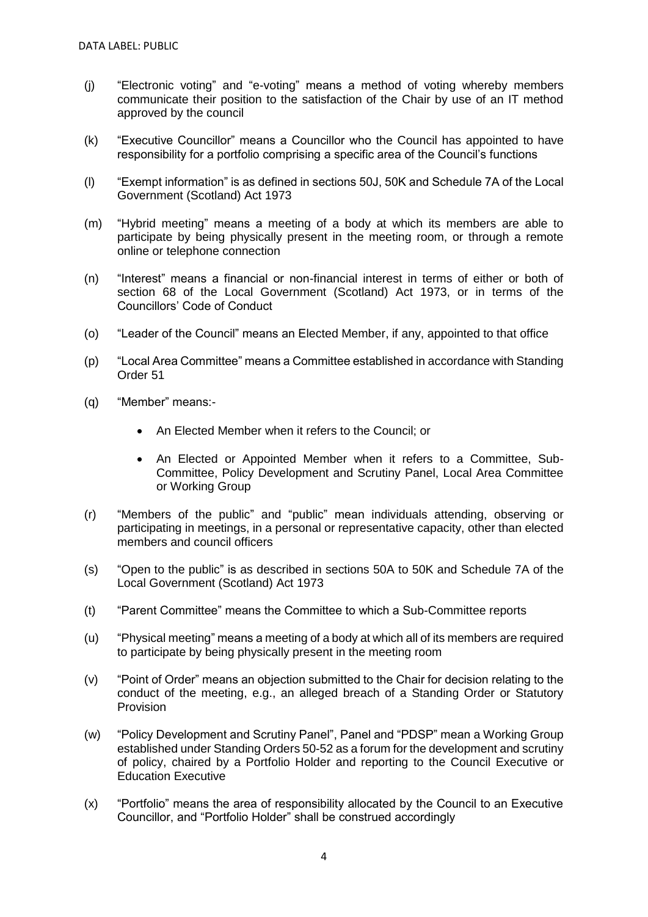(j) "Electronic voting" and "e-voting" means a method of voting whereby members communicate their position to the satisfaction of the Chair by use of an IT method approved by the council

(k) "Executive Councillor" means a Councillor who the Council has appointed to have responsibility for a portfolio comprising a specific area of the Council's functions

(l) "Exempt information" is as defined in sections 50J, 50K and Schedule 7A of the Local Government (Scotland) Act 1973

(m) "Hybrid meeting" means a meeting of a body at which its members are able to participate by being physically present in the meeting room, or through a remote online or telephone connection

(n) "Interest" means a financial or non-financial interest in terms of either or both of section 68 of the Local Government (Scotland) Act 1973, or in terms of the Councillors' Code of Conduct

(o) "Leader of the Council" means an Elected Member, if any, appointed to that office

(p) "Local Area Committee" means a Committee established in accordance with Standing Order 51

(q) "Member" means:-

- An Elected Member when it refers to the Council; or
- An Elected or Appointed Member when it refers to a Committee, Sub-Committee, Policy Development and Scrutiny Panel, Local Area Committee or Working Group

(r) "Members of the public" and "public" mean individuals attending, observing or participating in meetings, in a personal or representative capacity, other than elected members and council officers

(s) "Open to the public" is as described in sections 50A to 50K and Schedule 7A of the Local Government (Scotland) Act 1973

(t) "Parent Committee" means the Committee to which a Sub-Committee reports

(u) "Physical meeting" means a meeting of a body at which all of its members are required to participate by being physically present in the meeting room

(v) "Point of Order" means an objection submitted to the Chair for decision relating to the conduct of the meeting, e.g., an alleged breach of a Standing Order or Statutory Provision

(w) "Policy Development and Scrutiny Panel", Panel and "PDSP" mean a Working Group established under Standing Orders 50-52 as a forum for the development and scrutiny of policy, chaired by a Portfolio Holder and reporting to the Council Executive or Education Executive

(x) "Portfolio" means the area of responsibility allocated by the Council to an Executive Councillor, and "Portfolio Holder" shall be construed accordingly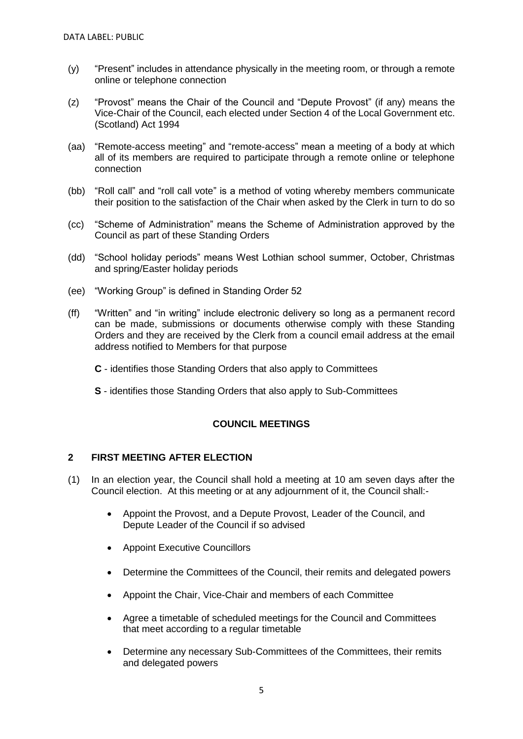(y) "Present" includes in attendance physically in the meeting room, or through a remote online or telephone connection

(z) "Provost" means the Chair of the Council and "Depute Provost" (if any) means the Vice-Chair of the Council, each elected under Section 4 of the Local Government etc. (Scotland) Act 1994

(aa) "Remote-access meeting" and "remote-access" mean a meeting of a body at which all of its members are required to participate through a remote online or telephone connection

(bb) "Roll call" and "roll call vote" is a method of voting whereby members communicate their position to the satisfaction of the Chair when asked by the Clerk in turn to do so

(cc) "Scheme of Administration" means the Scheme of Administration approved by the Council as part of these Standing Orders

(dd) "School holiday periods" means West Lothian school summer, October, Christmas and spring/Easter holiday periods

(ee) "Working Group" is defined in Standing Order 52

(ff) "Written" and "in writing" include electronic delivery so long as a permanent record can be made, submissions or documents otherwise comply with these Standing Orders and they are received by the Clerk from a council email address at the email address notified to Members for that purpose

**C** - identifies those Standing Orders that also apply to Committees

**S** - identifies those Standing Orders that also apply to Sub-Committees

## COUNCIL MEETINGS

### 2 FIRST MEETING AFTER ELECTION

(1) In an election year, the Council shall hold a meeting at 10 am seven days after the Council election. At this meeting or at any adjournment of it, the Council shall:-

- Appoint the Provost, and a Depute Provost, Leader of the Council, and Depute Leader of the Council if so advised
- Appoint Executive Councillors
- Determine the Committees of the Council, their remits and delegated powers
- Appoint the Chair, Vice-Chair and members of each Committee
- Agree a timetable of scheduled meetings for the Council and Committees that meet according to a regular timetable
- Determine any necessary Sub-Committees of the Committees, their remits and delegated powers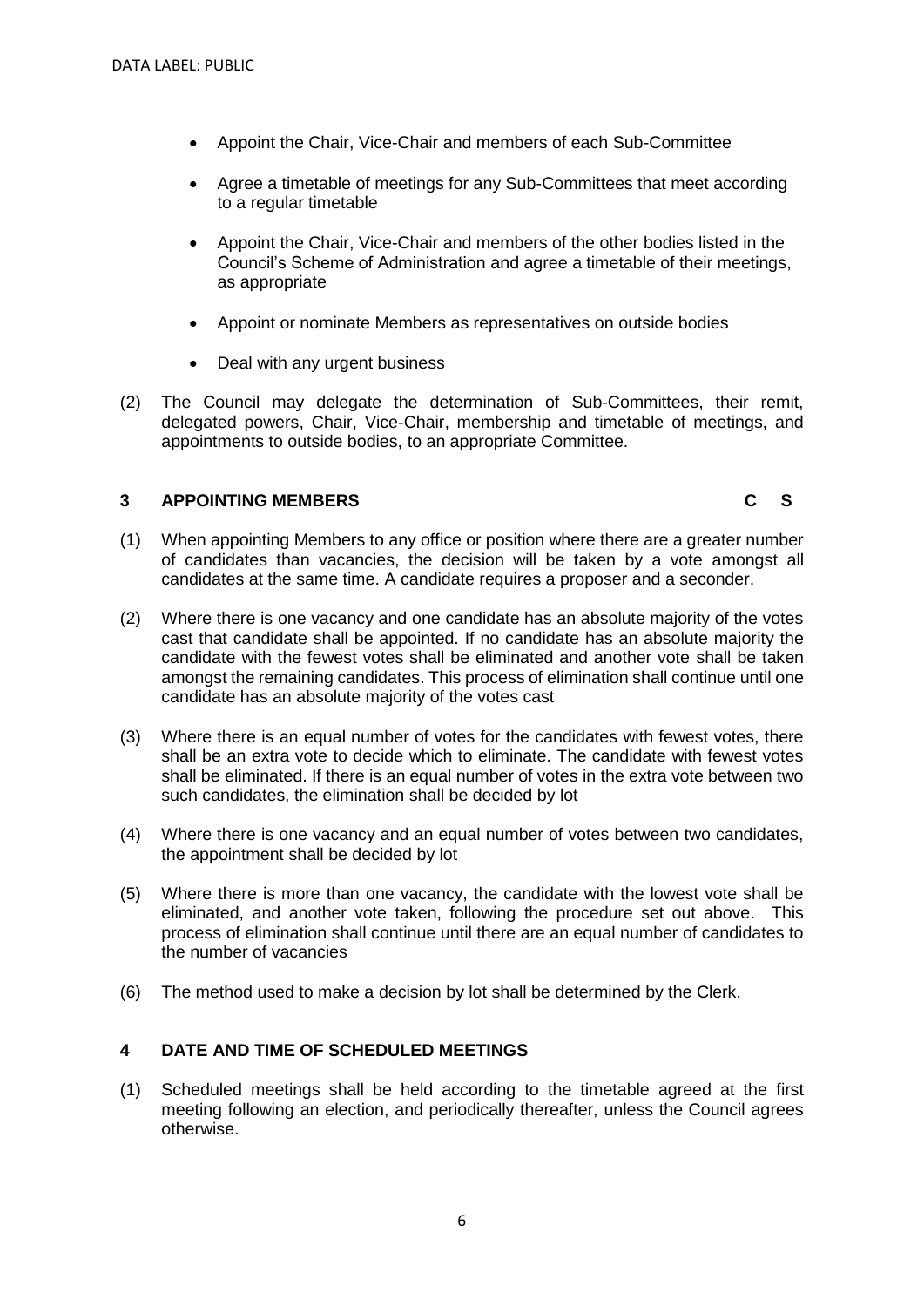- Appoint the Chair, Vice-Chair and members of each Sub-Committee
- Agree a timetable of meetings for any Sub-Committees that meet according to a regular timetable
- Appoint the Chair, Vice-Chair and members of the other bodies listed in the Council's Scheme of Administration and agree a timetable of their meetings, as appropriate
- Appoint or nominate Members as representatives on outside bodies
- Deal with any urgent business

(2) The Council may delegate the determination of Sub-Committees, their remit, delegated powers, Chair, Vice-Chair, membership and timetable of meetings, and appointments to outside bodies, to an appropriate Committee.

## 3 APPOINTING MEMBERS C S

(1) When appointing Members to any office or position where there are a greater number of candidates than vacancies, the decision will be taken by a vote amongst all candidates at the same time. A candidate requires a proposer and a seconder.

(2) Where there is one vacancy and one candidate has an absolute majority of the votes cast that candidate shall be appointed. If no candidate has an absolute majority the candidate with the fewest votes shall be eliminated and another vote shall be taken amongst the remaining candidates. This process of elimination shall continue until one candidate has an absolute majority of the votes cast

(3) Where there is an equal number of votes for the candidates with fewest votes, there shall be an extra vote to decide which to eliminate. The candidate with fewest votes shall be eliminated. If there is an equal number of votes in the extra vote between two such candidates, the elimination shall be decided by lot

(4) Where there is one vacancy and an equal number of votes between two candidates, the appointment shall be decided by lot

(5) Where there is more than one vacancy, the candidate with the lowest vote shall be eliminated, and another vote taken, following the procedure set out above. This process of elimination shall continue until there are an equal number of candidates to the number of vacancies

(6) The method used to make a decision by lot shall be determined by the Clerk.

## 4 DATE AND TIME OF SCHEDULED MEETINGS

(1) Scheduled meetings shall be held according to the timetable agreed at the first meeting following an election, and periodically thereafter, unless the Council agrees otherwise.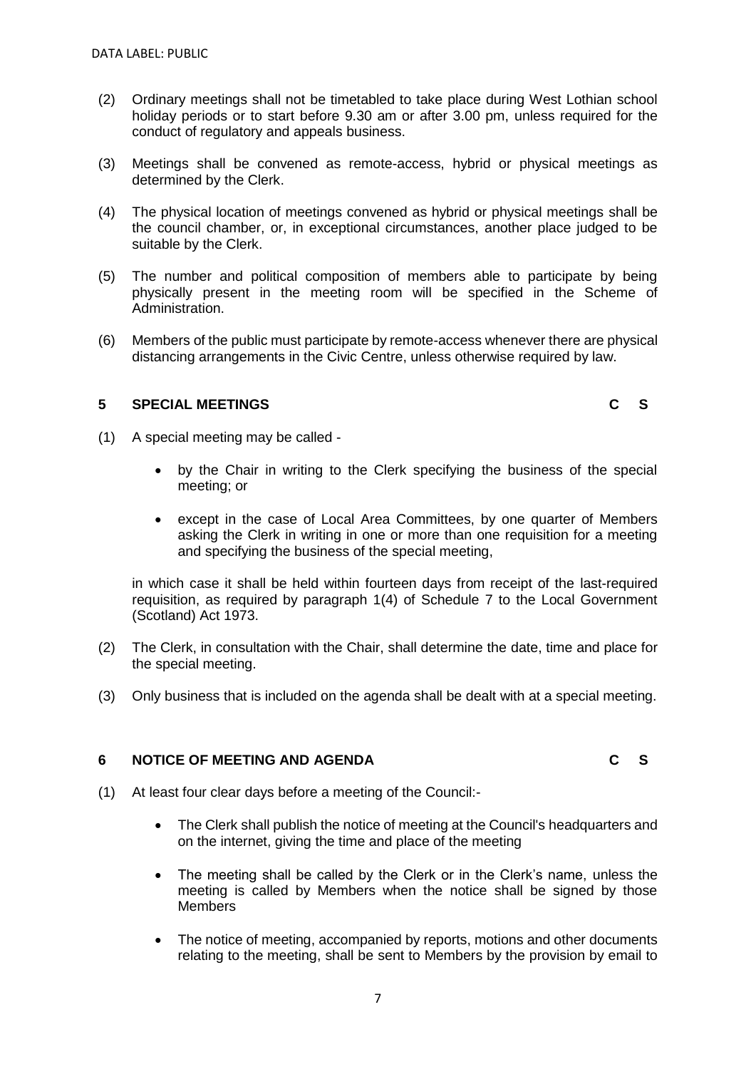(2) Ordinary meetings shall not be timetabled to take place during West Lothian school holiday periods or to start before 9.30 am or after 3.00 pm, unless required for the conduct of regulatory and appeals business.

(3) Meetings shall be convened as remote-access, hybrid or physical meetings as determined by the Clerk.

(4) The physical location of meetings convened as hybrid or physical meetings shall be the council chamber, or, in exceptional circumstances, another place judged to be suitable by the Clerk.

(5) The number and political composition of members able to participate by being physically present in the meeting room will be specified in the Scheme of Administration.

(6) Members of the public must participate by remote-access whenever there are physical distancing arrangements in the Civic Centre, unless otherwise required by law.

## 5 SPECIAL MEETINGS C S

(1) A special meeting may be called -

- by the Chair in writing to the Clerk specifying the business of the special meeting; or
- except in the case of Local Area Committees, by one quarter of Members asking the Clerk in writing in one or more than one requisition for a meeting and specifying the business of the special meeting,

in which case it shall be held within fourteen days from receipt of the last-required requisition, as required by paragraph 1(4) of Schedule 7 to the Local Government (Scotland) Act 1973.

(2) The Clerk, in consultation with the Chair, shall determine the date, time and place for the special meeting.

(3) Only business that is included on the agenda shall be dealt with at a special meeting.

## 6 NOTICE OF MEETING AND AGENDA C S

(1) At least four clear days before a meeting of the Council:-

- The Clerk shall publish the notice of meeting at the Council's headquarters and on the internet, giving the time and place of the meeting
- The meeting shall be called by the Clerk or in the Clerk's name, unless the meeting is called by Members when the notice shall be signed by those Members
- The notice of meeting, accompanied by reports, motions and other documents relating to the meeting, shall be sent to Members by the provision by email to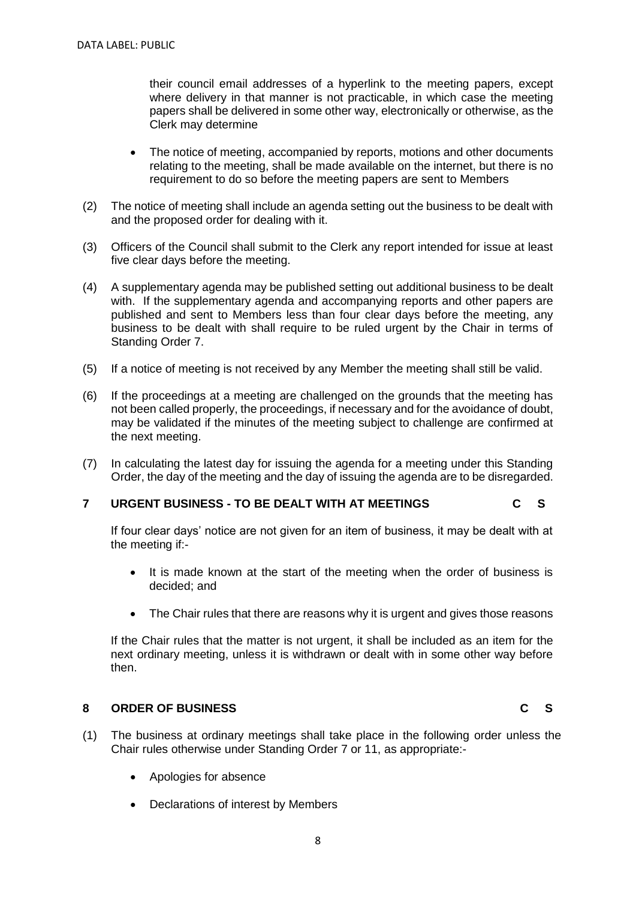their council email addresses of a hyperlink to the meeting papers, except where delivery in that manner is not practicable, in which case the meeting papers shall be delivered in some other way, electronically or otherwise, as the Clerk may determine

- The notice of meeting, accompanied by reports, motions and other documents relating to the meeting, shall be made available on the internet, but there is no requirement to do so before the meeting papers are sent to Members

(2) The notice of meeting shall include an agenda setting out the business to be dealt with and the proposed order for dealing with it.

(3) Officers of the Council shall submit to the Clerk any report intended for issue at least five clear days before the meeting.

(4) A supplementary agenda may be published setting out additional business to be dealt with. If the supplementary agenda and accompanying reports and other papers are published and sent to Members less than four clear days before the meeting, any business to be dealt with shall require to be ruled urgent by the Chair in terms of Standing Order 7.

(5) If a notice of meeting is not received by any Member the meeting shall still be valid.

(6) If the proceedings at a meeting are challenged on the grounds that the meeting has not been called properly, the proceedings, if necessary and for the avoidance of doubt, may be validated if the minutes of the meeting subject to challenge are confirmed at the next meeting.

(7) In calculating the latest day for issuing the agenda for a meeting under this Standing Order, the day of the meeting and the day of issuing the agenda are to be disregarded.

## 7 URGENT BUSINESS - TO BE DEALT WITH AT MEETINGS C S

If four clear days' notice are not given for an item of business, it may be dealt with at the meeting if:-

- It is made known at the start of the meeting when the order of business is decided; and
- The Chair rules that there are reasons why it is urgent and gives those reasons

If the Chair rules that the matter is not urgent, it shall be included as an item for the next ordinary meeting, unless it is withdrawn or dealt with in some other way before then.

## 8 ORDER OF BUSINESS C S

(1) The business at ordinary meetings shall take place in the following order unless the Chair rules otherwise under Standing Order 7 or 11, as appropriate:-

- Apologies for absence
- Declarations of interest by Members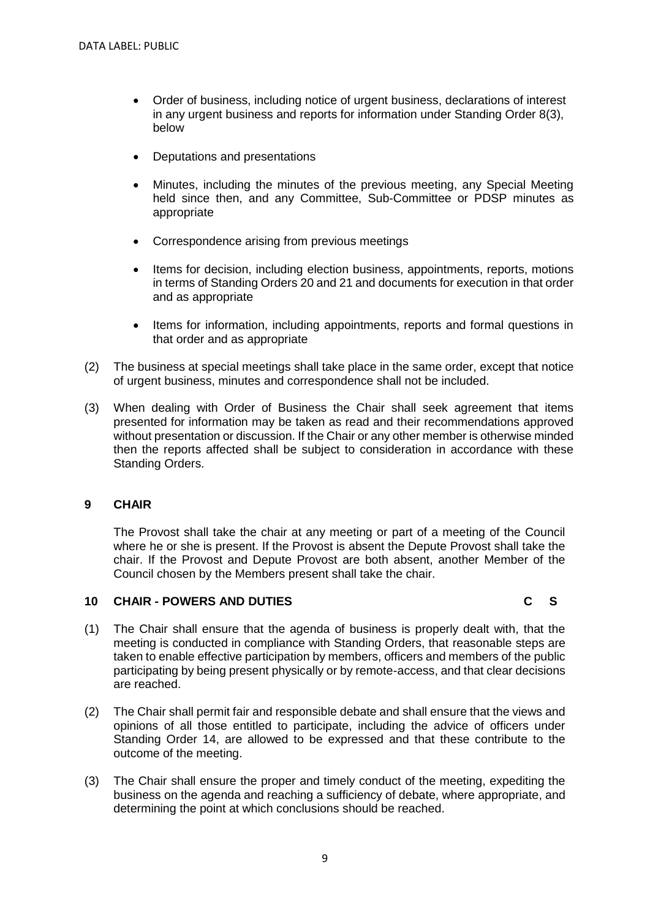- Order of business, including notice of urgent business, declarations of interest in any urgent business and reports for information under Standing Order 8(3), below

- Deputations and presentations

- Minutes, including the minutes of the previous meeting, any Special Meeting held since then, and any Committee, Sub-Committee or PDSP minutes as appropriate

- Correspondence arising from previous meetings

- Items for decision, including election business, appointments, reports, motions in terms of Standing Orders 20 and 21 and documents for execution in that order and as appropriate

- Items for information, including appointments, reports and formal questions in that order and as appropriate

(2) The business at special meetings shall take place in the same order, except that notice of urgent business, minutes and correspondence shall not be included.

(3) When dealing with Order of Business the Chair shall seek agreement that items presented for information may be taken as read and their recommendations approved without presentation or discussion. If the Chair or any other member is otherwise minded then the reports affected shall be subject to consideration in accordance with these Standing Orders.

## 9 CHAIR

The Provost shall take the chair at any meeting or part of a meeting of the Council where he or she is present. If the Provost is absent the Depute Provost shall take the chair. If the Provost and Depute Provost are both absent, another Member of the Council chosen by the Members present shall take the chair.

## 10 CHAIR - POWERS AND DUTIES C S

(1) The Chair shall ensure that the agenda of business is properly dealt with, that the meeting is conducted in compliance with Standing Orders, that reasonable steps are taken to enable effective participation by members, officers and members of the public participating by being present physically or by remote-access, and that clear decisions are reached.

(2) The Chair shall permit fair and responsible debate and shall ensure that the views and opinions of all those entitled to participate, including the advice of officers under Standing Order 14, are allowed to be expressed and that these contribute to the outcome of the meeting.

(3) The Chair shall ensure the proper and timely conduct of the meeting, expediting the business on the agenda and reaching a sufficiency of debate, where appropriate, and determining the point at which conclusions should be reached.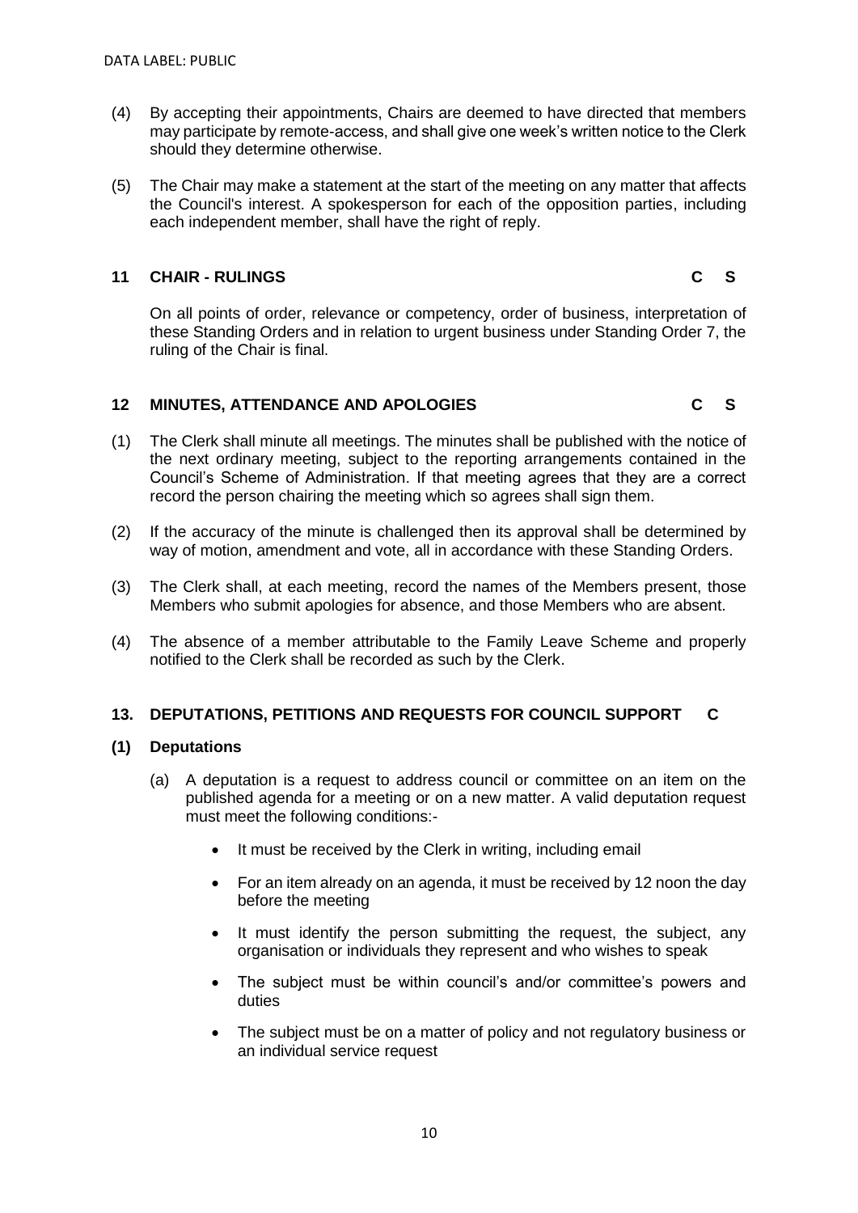(4) By accepting their appointments, Chairs are deemed to have directed that members may participate by remote-access, and shall give one week's written notice to the Clerk should they determine otherwise.

(5) The Chair may make a statement at the start of the meeting on any matter that affects the Council's interest. A spokesperson for each of the opposition parties, including each independent member, shall have the right of reply.

## 11 CHAIR - RULINGS C S

On all points of order, relevance or competency, order of business, interpretation of these Standing Orders and in relation to urgent business under Standing Order 7, the ruling of the Chair is final.

## 12 MINUTES, ATTENDANCE AND APOLOGIES C S

(1) The Clerk shall minute all meetings. The minutes shall be published with the notice of the next ordinary meeting, subject to the reporting arrangements contained in the Council's Scheme of Administration. If that meeting agrees that they are a correct record the person chairing the meeting which so agrees shall sign them.

(2) If the accuracy of the minute is challenged then its approval shall be determined by way of motion, amendment and vote, all in accordance with these Standing Orders.

(3) The Clerk shall, at each meeting, record the names of the Members present, those Members who submit apologies for absence, and those Members who are absent.

(4) The absence of a member attributable to the Family Leave Scheme and properly notified to the Clerk shall be recorded as such by the Clerk.

## 13. DEPUTATIONS, PETITIONS AND REQUESTS FOR COUNCIL SUPPORT C

### (1) Deputations

(a) A deputation is a request to address council or committee on an item on the published agenda for a meeting or on a new matter. A valid deputation request must meet the following conditions:-

- It must be received by the Clerk in writing, including email
- For an item already on an agenda, it must be received by 12 noon the day before the meeting
- It must identify the person submitting the request, the subject, any organisation or individuals they represent and who wishes to speak
- The subject must be within council's and/or committee's powers and duties
- The subject must be on a matter of policy and not regulatory business or an individual service request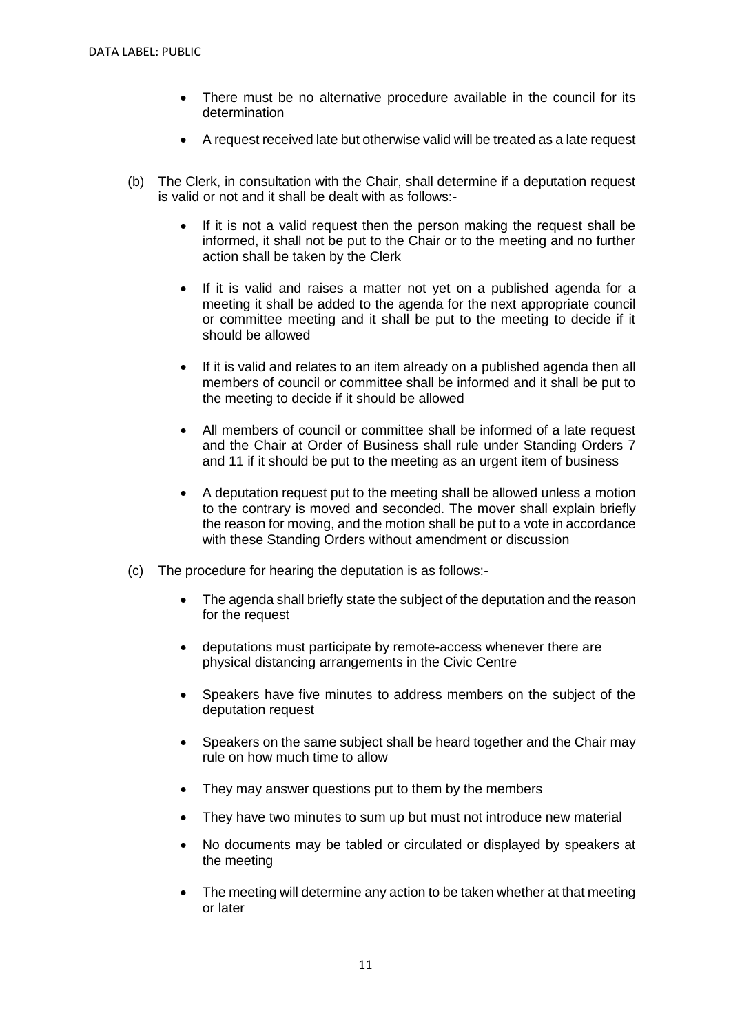- There must be no alternative procedure available in the council for its determination
- A request received late but otherwise valid will be treated as a late request

(b) The Clerk, in consultation with the Chair, shall determine if a deputation request is valid or not and it shall be dealt with as follows:-

- If it is not a valid request then the person making the request shall be informed, it shall not be put to the Chair or to the meeting and no further action shall be taken by the Clerk
- If it is valid and raises a matter not yet on a published agenda for a meeting it shall be added to the agenda for the next appropriate council or committee meeting and it shall be put to the meeting to decide if it should be allowed
- If it is valid and relates to an item already on a published agenda then all members of council or committee shall be informed and it shall be put to the meeting to decide if it should be allowed
- All members of council or committee shall be informed of a late request and the Chair at Order of Business shall rule under Standing Orders 7 and 11 if it should be put to the meeting as an urgent item of business
- A deputation request put to the meeting shall be allowed unless a motion to the contrary is moved and seconded. The mover shall explain briefly the reason for moving, and the motion shall be put to a vote in accordance with these Standing Orders without amendment or discussion

(c) The procedure for hearing the deputation is as follows:-

- The agenda shall briefly state the subject of the deputation and the reason for the request
- deputations must participate by remote-access whenever there are physical distancing arrangements in the Civic Centre
- Speakers have five minutes to address members on the subject of the deputation request
- Speakers on the same subject shall be heard together and the Chair may rule on how much time to allow
- They may answer questions put to them by the members
- They have two minutes to sum up but must not introduce new material
- No documents may be tabled or circulated or displayed by speakers at the meeting
- The meeting will determine any action to be taken whether at that meeting or later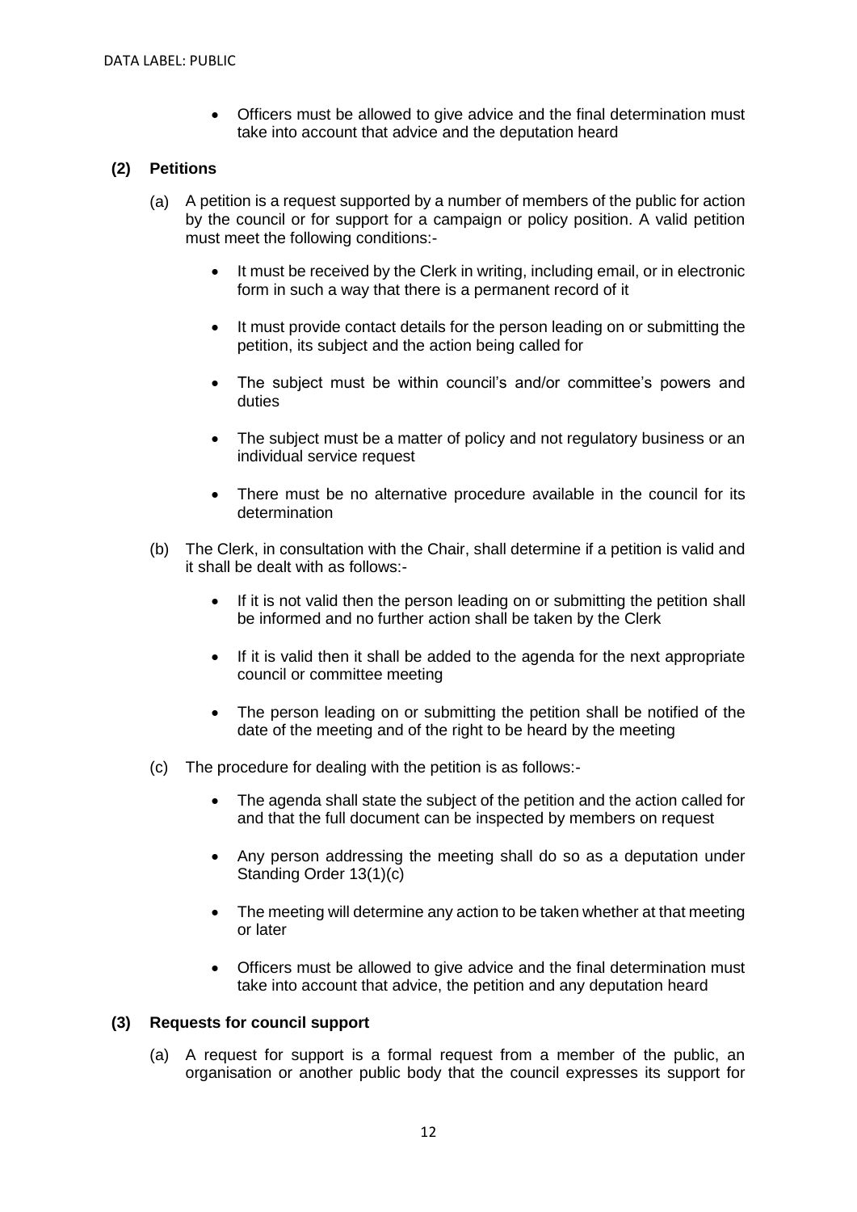- Officers must be allowed to give advice and the final determination must take into account that advice and the deputation heard

### (2) Petitions

(a) A petition is a request supported by a number of members of the public for action by the council or for support for a campaign or policy position. A valid petition must meet the following conditions:-

- It must be received by the Clerk in writing, including email, or in electronic form in such a way that there is a permanent record of it
- It must provide contact details for the person leading on or submitting the petition, its subject and the action being called for
- The subject must be within council's and/or committee's powers and duties
- The subject must be a matter of policy and not regulatory business or an individual service request
- There must be no alternative procedure available in the council for its determination

(b) The Clerk, in consultation with the Chair, shall determine if a petition is valid and it shall be dealt with as follows:-

- If it is not valid then the person leading on or submitting the petition shall be informed and no further action shall be taken by the Clerk
- If it is valid then it shall be added to the agenda for the next appropriate council or committee meeting
- The person leading on or submitting the petition shall be notified of the date of the meeting and of the right to be heard by the meeting

(c) The procedure for dealing with the petition is as follows:-

- The agenda shall state the subject of the petition and the action called for and that the full document can be inspected by members on request
- Any person addressing the meeting shall do so as a deputation under Standing Order 13(1)(c)
- The meeting will determine any action to be taken whether at that meeting or later
- Officers must be allowed to give advice and the final determination must take into account that advice, the petition and any deputation heard

### (3) Requests for council support

(a) A request for support is a formal request from a member of the public, an organisation or another public body that the council expresses its support for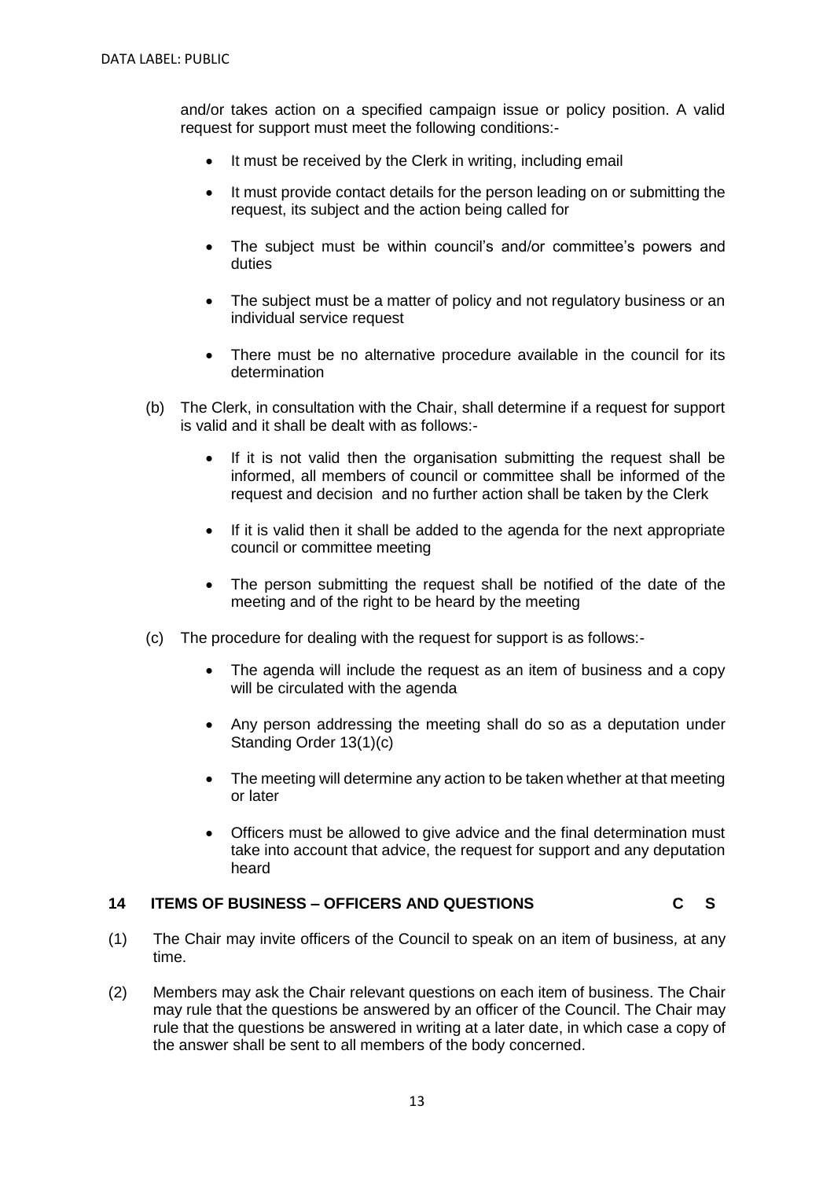and/or takes action on a specified campaign issue or policy position. A valid request for support must meet the following conditions:-

- It must be received by the Clerk in writing, including email
- It must provide contact details for the person leading on or submitting the request, its subject and the action being called for
- The subject must be within council's and/or committee's powers and duties
- The subject must be a matter of policy and not regulatory business or an individual service request
- There must be no alternative procedure available in the council for its determination

(b) The Clerk, in consultation with the Chair, shall determine if a request for support is valid and it shall be dealt with as follows:-

- If it is not valid then the organisation submitting the request shall be informed, all members of council or committee shall be informed of the request and decision and no further action shall be taken by the Clerk
- If it is valid then it shall be added to the agenda for the next appropriate council or committee meeting
- The person submitting the request shall be notified of the date of the meeting and of the right to be heard by the meeting

(c) The procedure for dealing with the request for support is as follows:-

- The agenda will include the request as an item of business and a copy will be circulated with the agenda
- Any person addressing the meeting shall do so as a deputation under Standing Order 13(1)(c)
- The meeting will determine any action to be taken whether at that meeting or later
- Officers must be allowed to give advice and the final determination must take into account that advice, the request for support and any deputation heard

## 14 ITEMS OF BUSINESS – OFFICERS AND QUESTIONS C S

(1) The Chair may invite officers of the Council to speak on an item of business, at any time.

(2) Members may ask the Chair relevant questions on each item of business. The Chair may rule that the questions be answered by an officer of the Council. The Chair may rule that the questions be answered in writing at a later date, in which case a copy of the answer shall be sent to all members of the body concerned.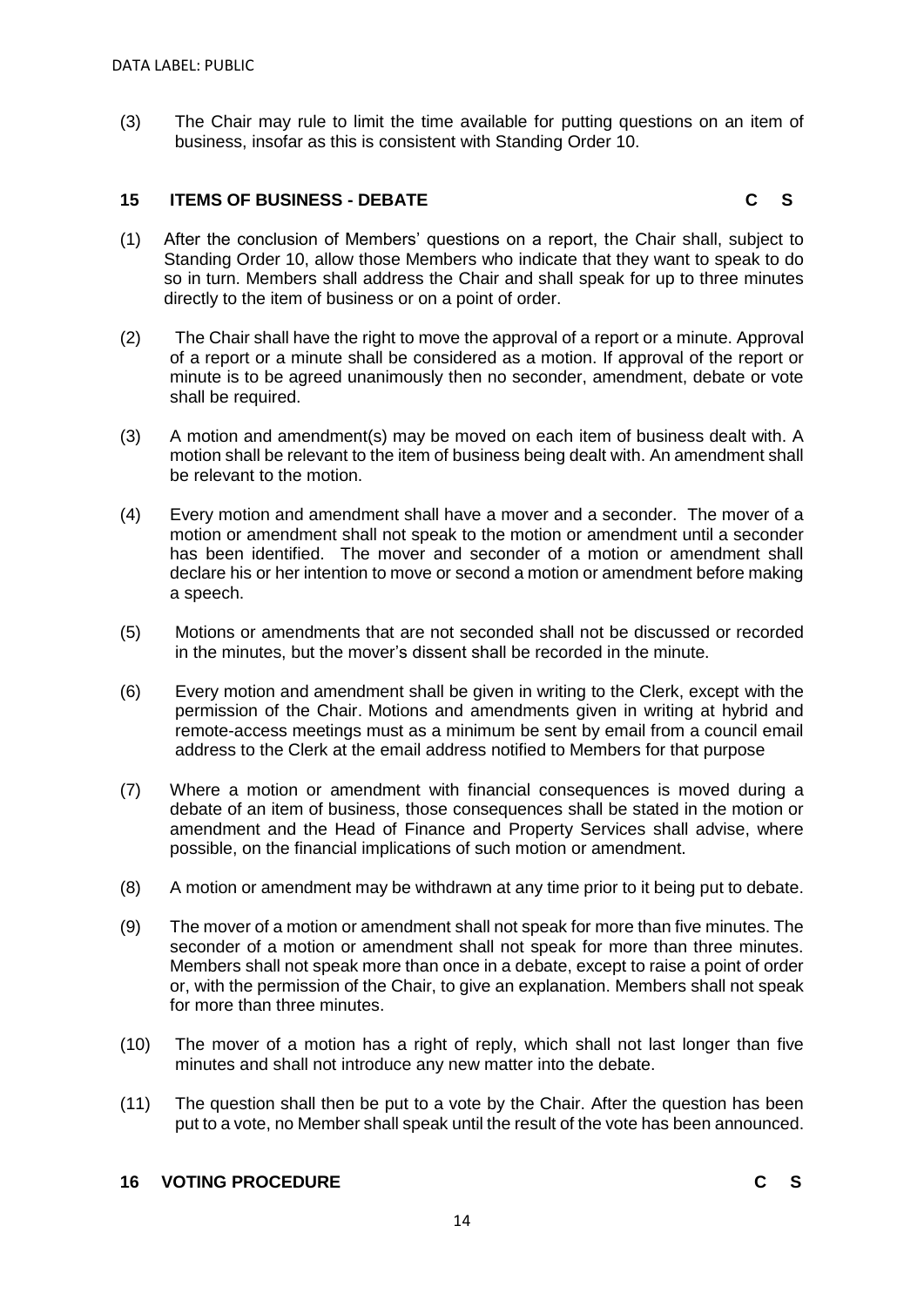(3) The Chair may rule to limit the time available for putting questions on an item of business, insofar as this is consistent with Standing Order 10.

## 15 ITEMS OF BUSINESS - DEBATE C S

(1) After the conclusion of Members' questions on a report, the Chair shall, subject to Standing Order 10, allow those Members who indicate that they want to speak to do so in turn. Members shall address the Chair and shall speak for up to three minutes directly to the item of business or on a point of order.

(2) The Chair shall have the right to move the approval of a report or a minute. Approval of a report or a minute shall be considered as a motion. If approval of the report or minute is to be agreed unanimously then no seconder, amendment, debate or vote shall be required.

(3) A motion and amendment(s) may be moved on each item of business dealt with. A motion shall be relevant to the item of business being dealt with. An amendment shall be relevant to the motion.

(4) Every motion and amendment shall have a mover and a seconder. The mover of a motion or amendment shall not speak to the motion or amendment until a seconder has been identified. The mover and seconder of a motion or amendment shall declare his or her intention to move or second a motion or amendment before making a speech.

(5) Motions or amendments that are not seconded shall not be discussed or recorded in the minutes, but the mover's dissent shall be recorded in the minute.

(6) Every motion and amendment shall be given in writing to the Clerk, except with the permission of the Chair. Motions and amendments given in writing at hybrid and remote-access meetings must as a minimum be sent by email from a council email address to the Clerk at the email address notified to Members for that purpose

(7) Where a motion or amendment with financial consequences is moved during a debate of an item of business, those consequences shall be stated in the motion or amendment and the Head of Finance and Property Services shall advise, where possible, on the financial implications of such motion or amendment.

(8) A motion or amendment may be withdrawn at any time prior to it being put to debate.

(9) The mover of a motion or amendment shall not speak for more than five minutes. The seconder of a motion or amendment shall not speak for more than three minutes. Members shall not speak more than once in a debate, except to raise a point of order or, with the permission of the Chair, to give an explanation. Members shall not speak for more than three minutes.

(10) The mover of a motion has a right of reply, which shall not last longer than five minutes and shall not introduce any new matter into the debate.

(11) The question shall then be put to a vote by the Chair. After the question has been put to a vote, no Member shall speak until the result of the vote has been announced.

## 16 VOTING PROCEDURE C S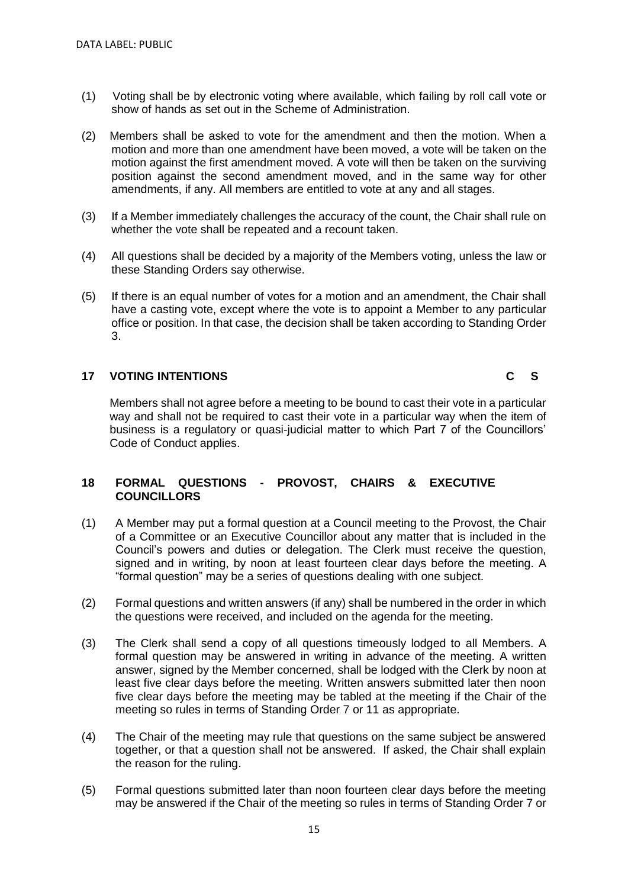(1) Voting shall be by electronic voting where available, which failing by roll call vote or show of hands as set out in the Scheme of Administration.

(2) Members shall be asked to vote for the amendment and then the motion. When a motion and more than one amendment have been moved, a vote will be taken on the motion against the first amendment moved. A vote will then be taken on the surviving position against the second amendment moved, and in the same way for other amendments, if any. All members are entitled to vote at any and all stages.

(3) If a Member immediately challenges the accuracy of the count, the Chair shall rule on whether the vote shall be repeated and a recount taken.

(4) All questions shall be decided by a majority of the Members voting, unless the law or these Standing Orders say otherwise.

(5) If there is an equal number of votes for a motion and an amendment, the Chair shall have a casting vote, except where the vote is to appoint a Member to any particular office or position. In that case, the decision shall be taken according to Standing Order 3.

## 17 VOTING INTENTIONS C S

Members shall not agree before a meeting to be bound to cast their vote in a particular way and shall not be required to cast their vote in a particular way when the item of business is a regulatory or quasi-judicial matter to which Part 7 of the Councillors' Code of Conduct applies.

## 18 FORMAL QUESTIONS - PROVOST, CHAIRS & EXECUTIVE COUNCILLORS

(1) A Member may put a formal question at a Council meeting to the Provost, the Chair of a Committee or an Executive Councillor about any matter that is included in the Council's powers and duties or delegation. The Clerk must receive the question, signed and in writing, by noon at least fourteen clear days before the meeting. A "formal question" may be a series of questions dealing with one subject.

(2) Formal questions and written answers (if any) shall be numbered in the order in which the questions were received, and included on the agenda for the meeting.

(3) The Clerk shall send a copy of all questions timeously lodged to all Members. A formal question may be answered in writing in advance of the meeting. A written answer, signed by the Member concerned, shall be lodged with the Clerk by noon at least five clear days before the meeting. Written answers submitted later then noon five clear days before the meeting may be tabled at the meeting if the Chair of the meeting so rules in terms of Standing Order 7 or 11 as appropriate.

(4) The Chair of the meeting may rule that questions on the same subject be answered together, or that a question shall not be answered. If asked, the Chair shall explain the reason for the ruling.

(5) Formal questions submitted later than noon fourteen clear days before the meeting may be answered if the Chair of the meeting so rules in terms of Standing Order 7 or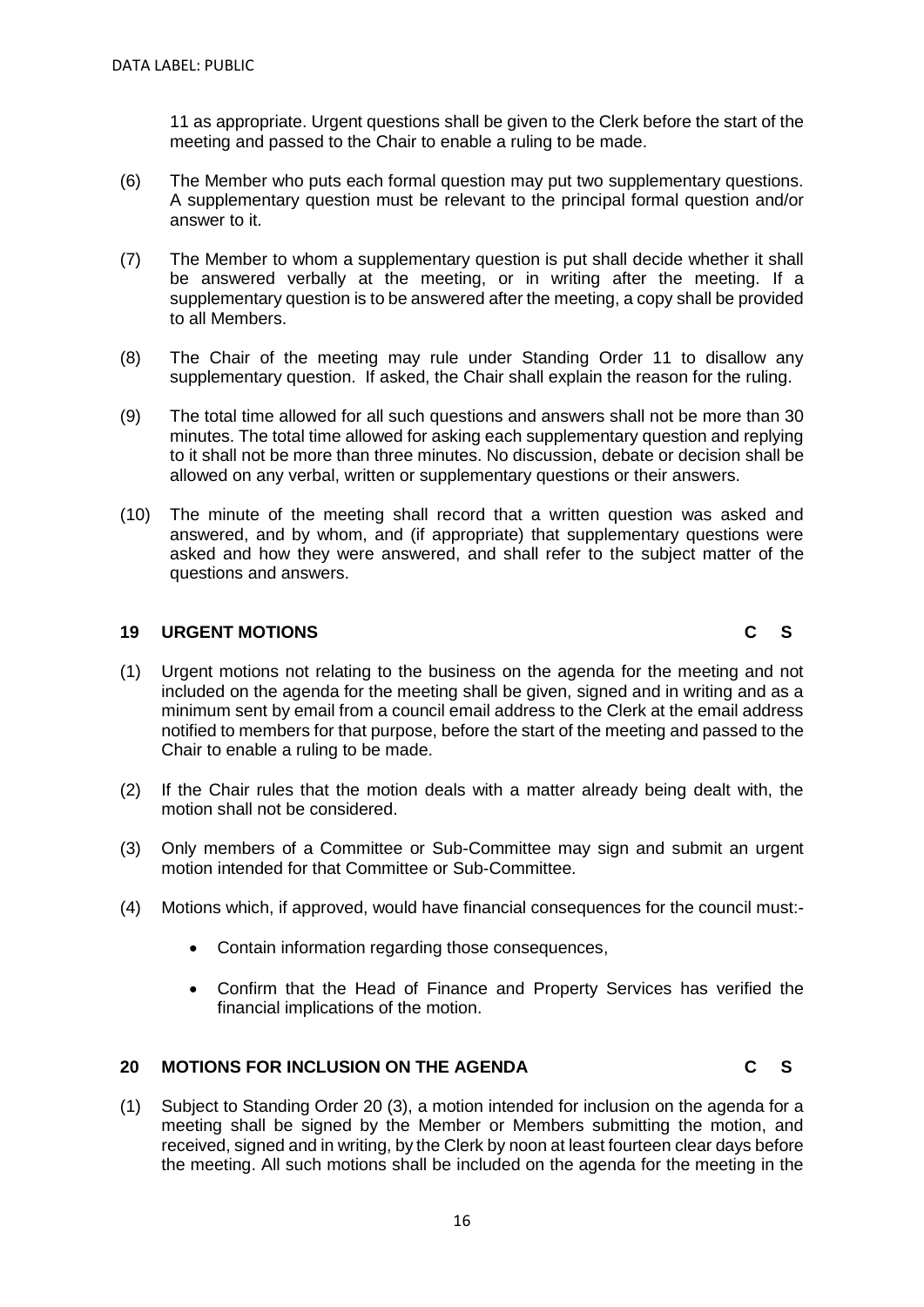11 as appropriate. Urgent questions shall be given to the Clerk before the start of the meeting and passed to the Chair to enable a ruling to be made.

(6) The Member who puts each formal question may put two supplementary questions. A supplementary question must be relevant to the principal formal question and/or answer to it.

(7) The Member to whom a supplementary question is put shall decide whether it shall be answered verbally at the meeting, or in writing after the meeting. If a supplementary question is to be answered after the meeting, a copy shall be provided to all Members.

(8) The Chair of the meeting may rule under Standing Order 11 to disallow any supplementary question. If asked, the Chair shall explain the reason for the ruling.

(9) The total time allowed for all such questions and answers shall not be more than 30 minutes. The total time allowed for asking each supplementary question and replying to it shall not be more than three minutes. No discussion, debate or decision shall be allowed on any verbal, written or supplementary questions or their answers.

(10) The minute of the meeting shall record that a written question was asked and answered, and by whom, and (if appropriate) that supplementary questions were asked and how they were answered, and shall refer to the subject matter of the questions and answers.

### 19 URGENT MOTIONS C S

(1) Urgent motions not relating to the business on the agenda for the meeting and not included on the agenda for the meeting shall be given, signed and in writing and as a minimum sent by email from a council email address to the Clerk at the email address notified to members for that purpose, before the start of the meeting and passed to the Chair to enable a ruling to be made.

(2) If the Chair rules that the motion deals with a matter already being dealt with, the motion shall not be considered.

(3) Only members of a Committee or Sub-Committee may sign and submit an urgent motion intended for that Committee or Sub-Committee.

(4) Motions which, if approved, would have financial consequences for the council must:-

- Contain information regarding those consequences,
- Confirm that the Head of Finance and Property Services has verified the financial implications of the motion.

### 20 MOTIONS FOR INCLUSION ON THE AGENDA C S

(1) Subject to Standing Order 20 (3), a motion intended for inclusion on the agenda for a meeting shall be signed by the Member or Members submitting the motion, and received, signed and in writing, by the Clerk by noon at least fourteen clear days before the meeting. All such motions shall be included on the agenda for the meeting in the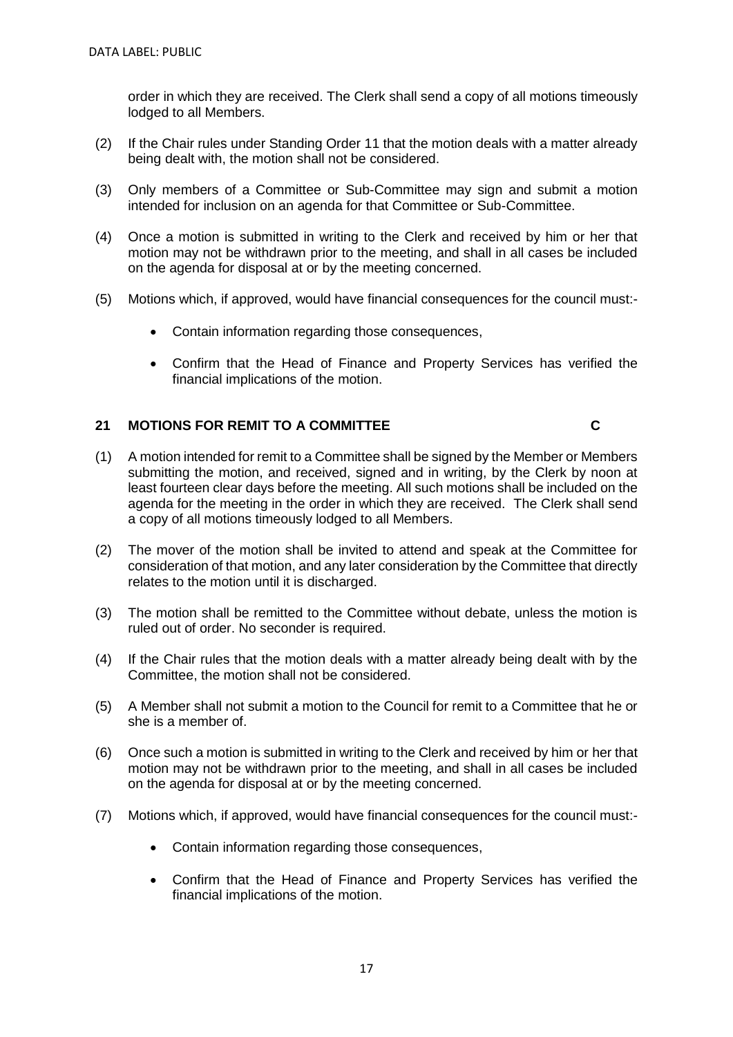order in which they are received. The Clerk shall send a copy of all motions timeously lodged to all Members.

(2) If the Chair rules under Standing Order 11 that the motion deals with a matter already being dealt with, the motion shall not be considered.

(3) Only members of a Committee or Sub-Committee may sign and submit a motion intended for inclusion on an agenda for that Committee or Sub-Committee.

(4) Once a motion is submitted in writing to the Clerk and received by him or her that motion may not be withdrawn prior to the meeting, and shall in all cases be included on the agenda for disposal at or by the meeting concerned.

(5) Motions which, if approved, would have financial consequences for the council must:-

- Contain information regarding those consequences,
- Confirm that the Head of Finance and Property Services has verified the financial implications of the motion.

## 21 MOTIONS FOR REMIT TO A COMMITTEE C

(1) A motion intended for remit to a Committee shall be signed by the Member or Members submitting the motion, and received, signed and in writing, by the Clerk by noon at least fourteen clear days before the meeting. All such motions shall be included on the agenda for the meeting in the order in which they are received. The Clerk shall send a copy of all motions timeously lodged to all Members.

(2) The mover of the motion shall be invited to attend and speak at the Committee for consideration of that motion, and any later consideration by the Committee that directly relates to the motion until it is discharged.

(3) The motion shall be remitted to the Committee without debate, unless the motion is ruled out of order. No seconder is required.

(4) If the Chair rules that the motion deals with a matter already being dealt with by the Committee, the motion shall not be considered.

(5) A Member shall not submit a motion to the Council for remit to a Committee that he or she is a member of.

(6) Once such a motion is submitted in writing to the Clerk and received by him or her that motion may not be withdrawn prior to the meeting, and shall in all cases be included on the agenda for disposal at or by the meeting concerned.

(7) Motions which, if approved, would have financial consequences for the council must:-

- Contain information regarding those consequences,
- Confirm that the Head of Finance and Property Services has verified the financial implications of the motion.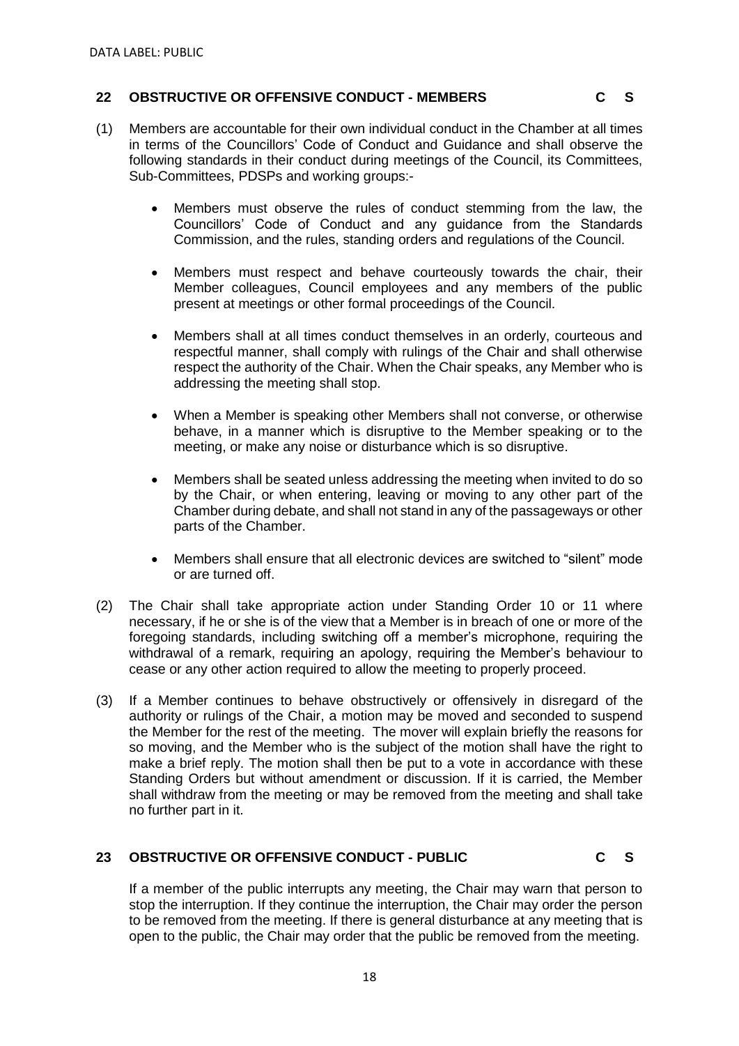## 22 OBSTRUCTIVE OR OFFENSIVE CONDUCT - MEMBERS C S

(1) Members are accountable for their own individual conduct in the Chamber at all times in terms of the Councillors' Code of Conduct and Guidance and shall observe the following standards in their conduct during meetings of the Council, its Committees, Sub-Committees, PDSPs and working groups:-

- Members must observe the rules of conduct stemming from the law, the Councillors' Code of Conduct and any guidance from the Standards Commission, and the rules, standing orders and regulations of the Council.
- Members must respect and behave courteously towards the chair, their Member colleagues, Council employees and any members of the public present at meetings or other formal proceedings of the Council.
- Members shall at all times conduct themselves in an orderly, courteous and respectful manner, shall comply with rulings of the Chair and shall otherwise respect the authority of the Chair. When the Chair speaks, any Member who is addressing the meeting shall stop.
- When a Member is speaking other Members shall not converse, or otherwise behave, in a manner which is disruptive to the Member speaking or to the meeting, or make any noise or disturbance which is so disruptive.
- Members shall be seated unless addressing the meeting when invited to do so by the Chair, or when entering, leaving or moving to any other part of the Chamber during debate, and shall not stand in any of the passageways or other parts of the Chamber.
- Members shall ensure that all electronic devices are switched to "silent" mode or are turned off.

(2) The Chair shall take appropriate action under Standing Order 10 or 11 where necessary, if he or she is of the view that a Member is in breach of one or more of the foregoing standards, including switching off a member's microphone, requiring the withdrawal of a remark, requiring an apology, requiring the Member's behaviour to cease or any other action required to allow the meeting to properly proceed.

(3) If a Member continues to behave obstructively or offensively in disregard of the authority or rulings of the Chair, a motion may be moved and seconded to suspend the Member for the rest of the meeting. The mover will explain briefly the reasons for so moving, and the Member who is the subject of the motion shall have the right to make a brief reply. The motion shall then be put to a vote in accordance with these Standing Orders but without amendment or discussion. If it is carried, the Member shall withdraw from the meeting or may be removed from the meeting and shall take no further part in it.

## 23 OBSTRUCTIVE OR OFFENSIVE CONDUCT - PUBLIC C S

If a member of the public interrupts any meeting, the Chair may warn that person to stop the interruption. If they continue the interruption, the Chair may order the person to be removed from the meeting. If there is general disturbance at any meeting that is open to the public, the Chair may order that the public be removed from the meeting.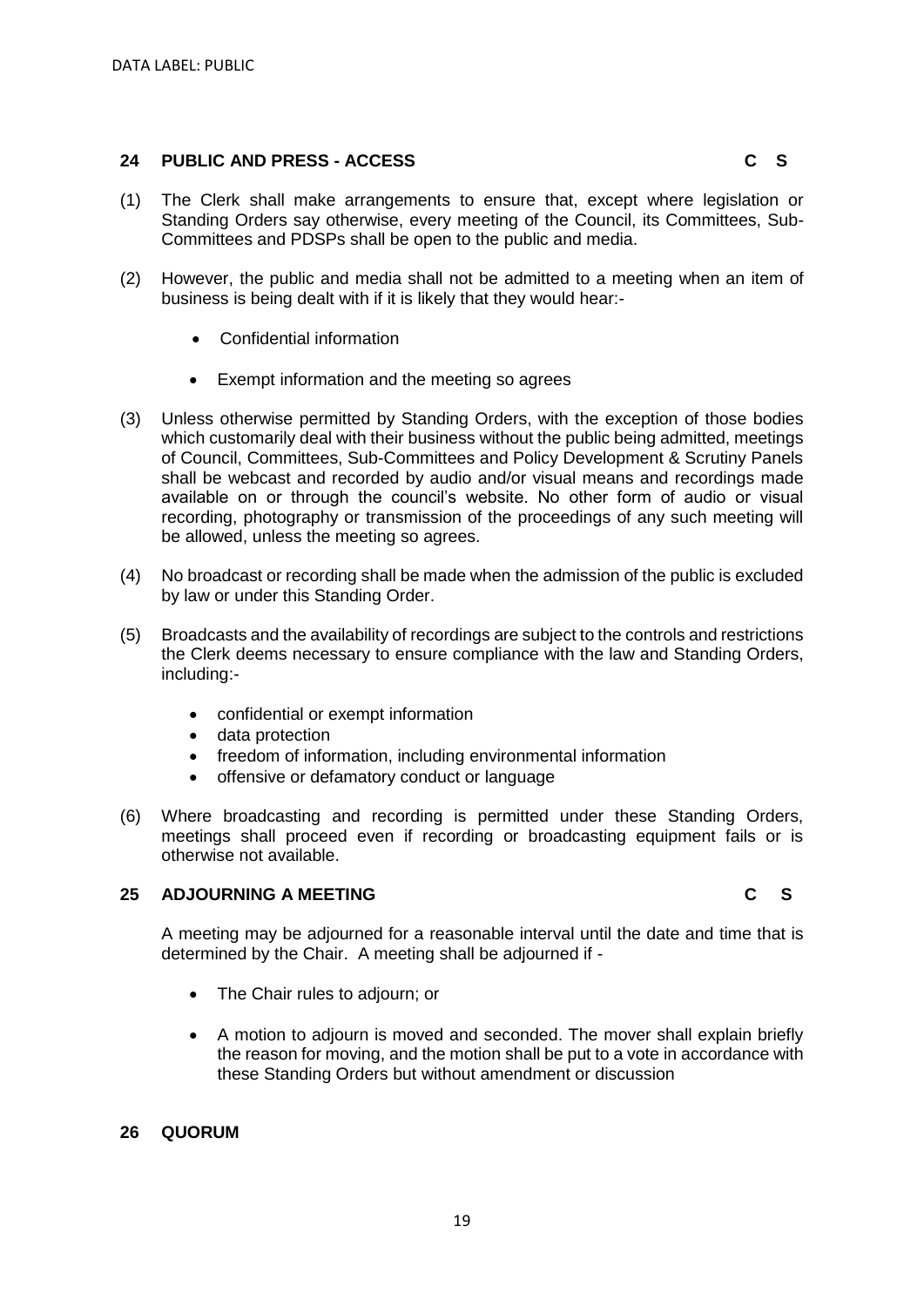## 24 PUBLIC AND PRESS - ACCESS C S

(1) The Clerk shall make arrangements to ensure that, except where legislation or Standing Orders say otherwise, every meeting of the Council, its Committees, Sub-Committees and PDSPs shall be open to the public and media.

(2) However, the public and media shall not be admitted to a meeting when an item of business is being dealt with if it is likely that they would hear:-

- Confidential information
- Exempt information and the meeting so agrees

(3) Unless otherwise permitted by Standing Orders, with the exception of those bodies which customarily deal with their business without the public being admitted, meetings of Council, Committees, Sub-Committees and Policy Development & Scrutiny Panels shall be webcast and recorded by audio and/or visual means and recordings made available on or through the council's website. No other form of audio or visual recording, photography or transmission of the proceedings of any such meeting will be allowed, unless the meeting so agrees.

(4) No broadcast or recording shall be made when the admission of the public is excluded by law or under this Standing Order.

(5) Broadcasts and the availability of recordings are subject to the controls and restrictions the Clerk deems necessary to ensure compliance with the law and Standing Orders, including:-

- confidential or exempt information
- data protection
- freedom of information, including environmental information
- offensive or defamatory conduct or language

(6) Where broadcasting and recording is permitted under these Standing Orders, meetings shall proceed even if recording or broadcasting equipment fails or is otherwise not available.

## 25 ADJOURNING A MEETING C S

A meeting may be adjourned for a reasonable interval until the date and time that is determined by the Chair. A meeting shall be adjourned if -

- The Chair rules to adjourn; or
- A motion to adjourn is moved and seconded. The mover shall explain briefly the reason for moving, and the motion shall be put to a vote in accordance with these Standing Orders but without amendment or discussion

## 26 QUORUM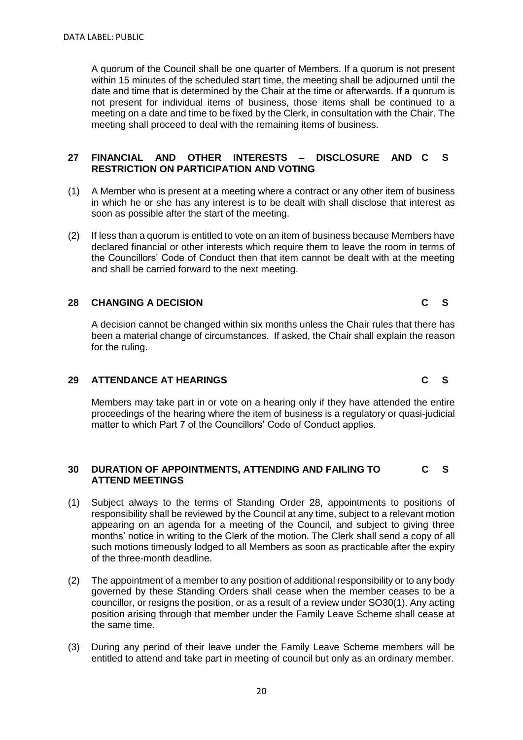A quorum of the Council shall be one quarter of Members. If a quorum is not present within 15 minutes of the scheduled start time, the meeting shall be adjourned until the date and time that is determined by the Chair at the time or afterwards. If a quorum is not present for individual items of business, those items shall be continued to a meeting on a date and time to be fixed by the Clerk, in consultation with the Chair. The meeting shall proceed to deal with the remaining items of business.

## 27 FINANCIAL AND OTHER INTERESTS – DISCLOSURE AND RESTRICTION ON PARTICIPATION AND VOTING C S

(1) A Member who is present at a meeting where a contract or any other item of business in which he or she has any interest is to be dealt with shall disclose that interest as soon as possible after the start of the meeting.

(2) If less than a quorum is entitled to vote on an item of business because Members have declared financial or other interests which require them to leave the room in terms of the Councillors' Code of Conduct then that item cannot be dealt with at the meeting and shall be carried forward to the next meeting.

## 28 CHANGING A DECISION C S

A decision cannot be changed within six months unless the Chair rules that there has been a material change of circumstances. If asked, the Chair shall explain the reason for the ruling.

## 29 ATTENDANCE AT HEARINGS C S

Members may take part in or vote on a hearing only if they have attended the entire proceedings of the hearing where the item of business is a regulatory or quasi-judicial matter to which Part 7 of the Councillors' Code of Conduct applies.

## 30 DURATION OF APPOINTMENTS, ATTENDING AND FAILING TO ATTEND MEETINGS C S

(1) Subject always to the terms of Standing Order 28, appointments to positions of responsibility shall be reviewed by the Council at any time, subject to a relevant motion appearing on an agenda for a meeting of the Council, and subject to giving three months' notice in writing to the Clerk of the motion. The Clerk shall send a copy of all such motions timeously lodged to all Members as soon as practicable after the expiry of the three-month deadline.

(2) The appointment of a member to any position of additional responsibility or to any body governed by these Standing Orders shall cease when the member ceases to be a councillor, or resigns the position, or as a result of a review under SO30(1). Any acting position arising through that member under the Family Leave Scheme shall cease at the same time.

(3) During any period of their leave under the Family Leave Scheme members will be entitled to attend and take part in meeting of council but only as an ordinary member.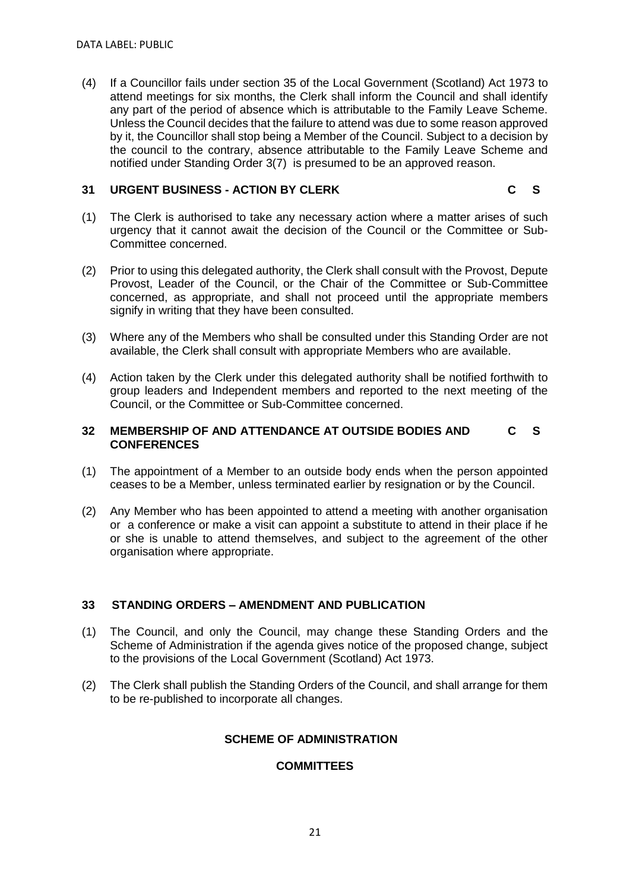(4) If a Councillor fails under section 35 of the Local Government (Scotland) Act 1973 to attend meetings for six months, the Clerk shall inform the Council and shall identify any part of the period of absence which is attributable to the Family Leave Scheme. Unless the Council decides that the failure to attend was due to some reason approved by it, the Councillor shall stop being a Member of the Council. Subject to a decision by the council to the contrary, absence attributable to the Family Leave Scheme and notified under Standing Order 3(7) is presumed to be an approved reason.

### 31 URGENT BUSINESS - ACTION BY CLERK C S

(1) The Clerk is authorised to take any necessary action where a matter arises of such urgency that it cannot await the decision of the Council or the Committee or Sub-Committee concerned.

(2) Prior to using this delegated authority, the Clerk shall consult with the Provost, Depute Provost, Leader of the Council, or the Chair of the Committee or Sub-Committee concerned, as appropriate, and shall not proceed until the appropriate members signify in writing that they have been consulted.

(3) Where any of the Members who shall be consulted under this Standing Order are not available, the Clerk shall consult with appropriate Members who are available.

(4) Action taken by the Clerk under this delegated authority shall be notified forthwith to group leaders and Independent members and reported to the next meeting of the Council, or the Committee or Sub-Committee concerned.

### 32 MEMBERSHIP OF AND ATTENDANCE AT OUTSIDE BODIES AND CONFERENCES C S

(1) The appointment of a Member to an outside body ends when the person appointed ceases to be a Member, unless terminated earlier by resignation or by the Council.

(2) Any Member who has been appointed to attend a meeting with another organisation or a conference or make a visit can appoint a substitute to attend in their place if he or she is unable to attend themselves, and subject to the agreement of the other organisation where appropriate.

### 33 STANDING ORDERS – AMENDMENT AND PUBLICATION

(1) The Council, and only the Council, may change these Standing Orders and the Scheme of Administration if the agenda gives notice of the proposed change, subject to the provisions of the Local Government (Scotland) Act 1973.

(2) The Clerk shall publish the Standing Orders of the Council, and shall arrange for them to be re-published to incorporate all changes.

## SCHEME OF ADMINISTRATION

## COMMITTEES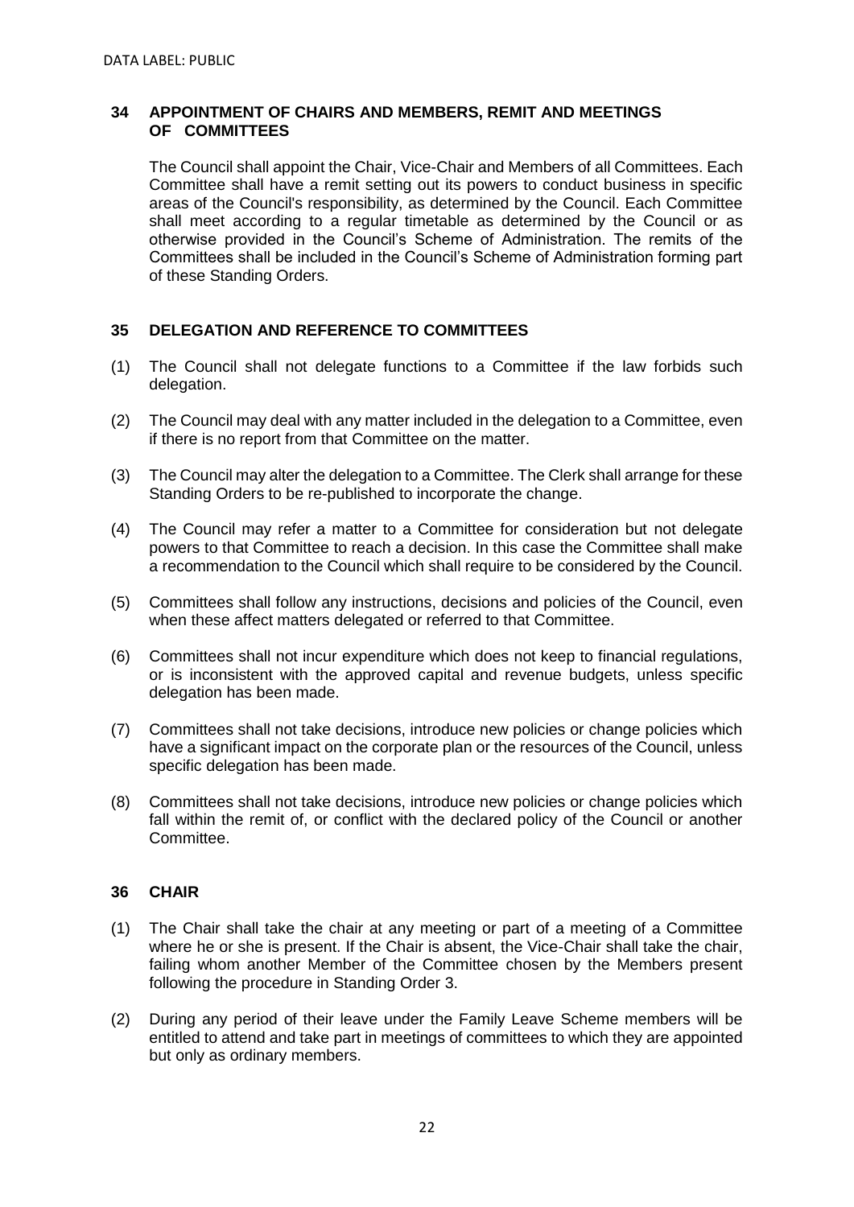## 34 APPOINTMENT OF CHAIRS AND MEMBERS, REMIT AND MEETINGS OF COMMITTEES

The Council shall appoint the Chair, Vice-Chair and Members of all Committees. Each Committee shall have a remit setting out its powers to conduct business in specific areas of the Council's responsibility, as determined by the Council. Each Committee shall meet according to a regular timetable as determined by the Council or as otherwise provided in the Council's Scheme of Administration. The remits of the Committees shall be included in the Council's Scheme of Administration forming part of these Standing Orders.

## 35 DELEGATION AND REFERENCE TO COMMITTEES

(1) The Council shall not delegate functions to a Committee if the law forbids such delegation.

(2) The Council may deal with any matter included in the delegation to a Committee, even if there is no report from that Committee on the matter.

(3) The Council may alter the delegation to a Committee. The Clerk shall arrange for these Standing Orders to be re-published to incorporate the change.

(4) The Council may refer a matter to a Committee for consideration but not delegate powers to that Committee to reach a decision. In this case the Committee shall make a recommendation to the Council which shall require to be considered by the Council.

(5) Committees shall follow any instructions, decisions and policies of the Council, even when these affect matters delegated or referred to that Committee.

(6) Committees shall not incur expenditure which does not keep to financial regulations, or is inconsistent with the approved capital and revenue budgets, unless specific delegation has been made.

(7) Committees shall not take decisions, introduce new policies or change policies which have a significant impact on the corporate plan or the resources of the Council, unless specific delegation has been made.

(8) Committees shall not take decisions, introduce new policies or change policies which fall within the remit of, or conflict with the declared policy of the Council or another Committee.

## 36 CHAIR

(1) The Chair shall take the chair at any meeting or part of a meeting of a Committee where he or she is present. If the Chair is absent, the Vice-Chair shall take the chair, failing whom another Member of the Committee chosen by the Members present following the procedure in Standing Order 3.

(2) During any period of their leave under the Family Leave Scheme members will be entitled to attend and take part in meetings of committees to which they are appointed but only as ordinary members.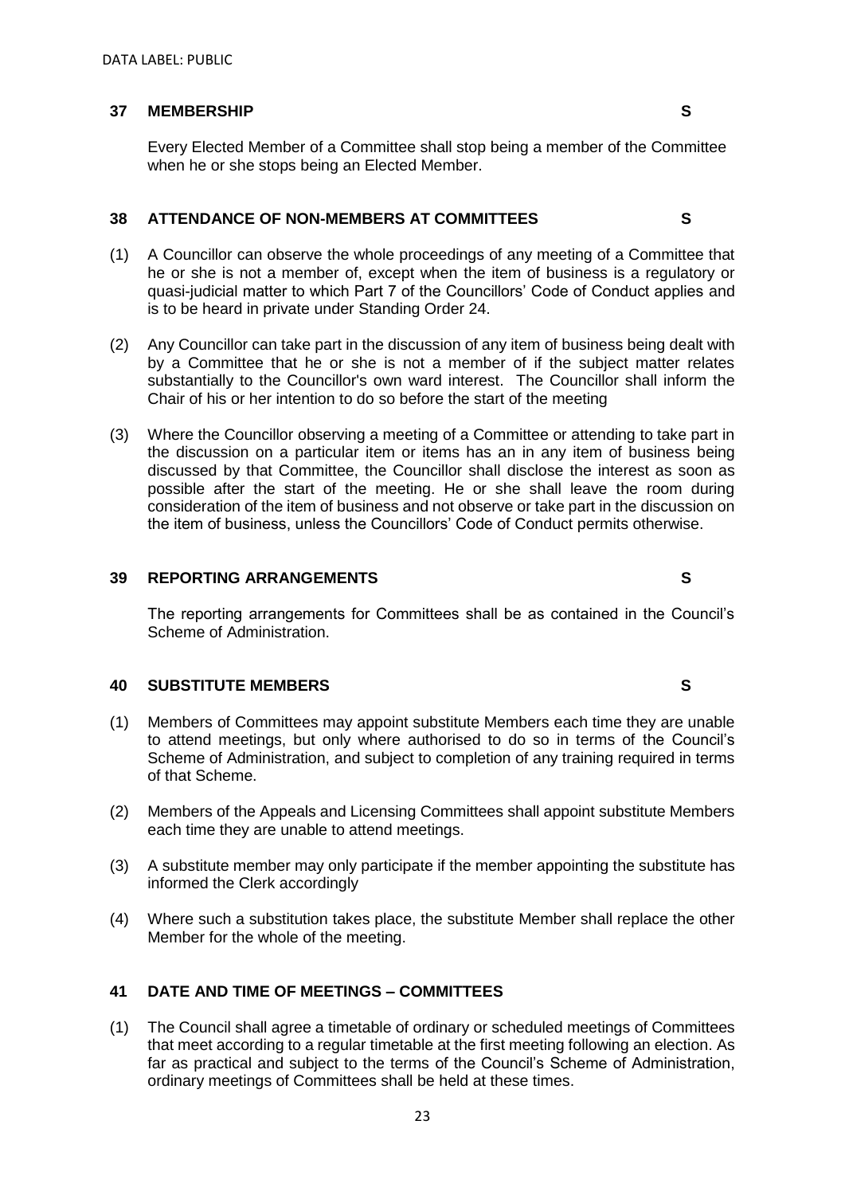## 37 MEMBERSHIP **S**

Every Elected Member of a Committee shall stop being a member of the Committee when he or she stops being an Elected Member.

## 38 ATTENDANCE OF NON-MEMBERS AT COMMITTEES **S**

(1) A Councillor can observe the whole proceedings of any meeting of a Committee that he or she is not a member of, except when the item of business is a regulatory or quasi-judicial matter to which Part 7 of the Councillors' Code of Conduct applies and is to be heard in private under Standing Order 24.

(2) Any Councillor can take part in the discussion of any item of business being dealt with by a Committee that he or she is not a member of if the subject matter relates substantially to the Councillor's own ward interest. The Councillor shall inform the Chair of his or her intention to do so before the start of the meeting

(3) Where the Councillor observing a meeting of a Committee or attending to take part in the discussion on a particular item or items has an in any item of business being discussed by that Committee, the Councillor shall disclose the interest as soon as possible after the start of the meeting. He or she shall leave the room during consideration of the item of business and not observe or take part in the discussion on the item of business, unless the Councillors' Code of Conduct permits otherwise.

## 39 REPORTING ARRANGEMENTS **S**

The reporting arrangements for Committees shall be as contained in the Council's Scheme of Administration.

## 40 SUBSTITUTE MEMBERS **S**

(1) Members of Committees may appoint substitute Members each time they are unable to attend meetings, but only where authorised to do so in terms of the Council's Scheme of Administration, and subject to completion of any training required in terms of that Scheme.

(2) Members of the Appeals and Licensing Committees shall appoint substitute Members each time they are unable to attend meetings.

(3) A substitute member may only participate if the member appointing the substitute has informed the Clerk accordingly

(4) Where such a substitution takes place, the substitute Member shall replace the other Member for the whole of the meeting.

## 41 DATE AND TIME OF MEETINGS – COMMITTEES

(1) The Council shall agree a timetable of ordinary or scheduled meetings of Committees that meet according to a regular timetable at the first meeting following an election. As far as practical and subject to the terms of the Council's Scheme of Administration, ordinary meetings of Committees shall be held at these times.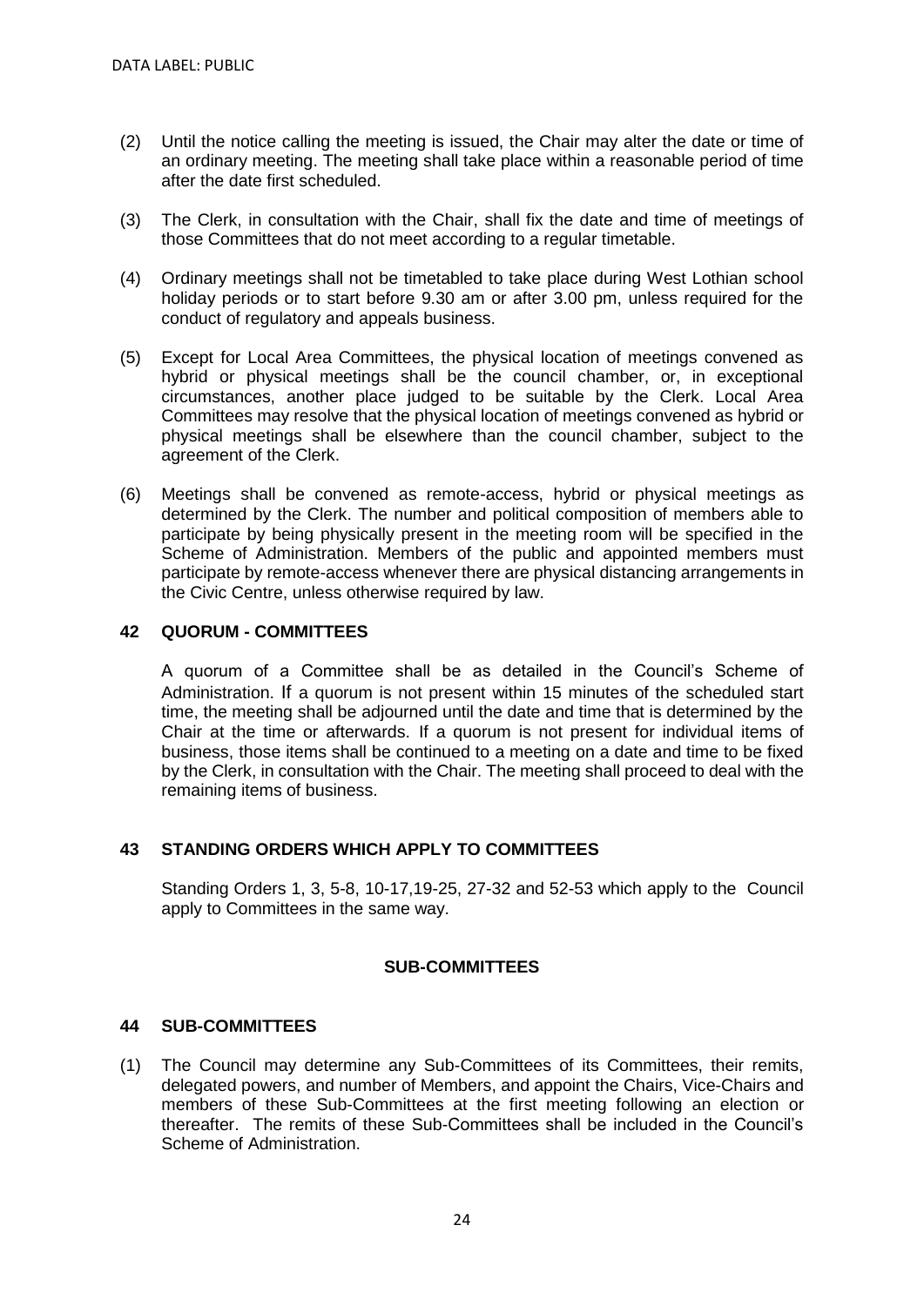(2) Until the notice calling the meeting is issued, the Chair may alter the date or time of an ordinary meeting. The meeting shall take place within a reasonable period of time after the date first scheduled.

(3) The Clerk, in consultation with the Chair, shall fix the date and time of meetings of those Committees that do not meet according to a regular timetable.

(4) Ordinary meetings shall not be timetabled to take place during West Lothian school holiday periods or to start before 9.30 am or after 3.00 pm, unless required for the conduct of regulatory and appeals business.

(5) Except for Local Area Committees, the physical location of meetings convened as hybrid or physical meetings shall be the council chamber, or, in exceptional circumstances, another place judged to be suitable by the Clerk. Local Area Committees may resolve that the physical location of meetings convened as hybrid or physical meetings shall be elsewhere than the council chamber, subject to the agreement of the Clerk.

(6) Meetings shall be convened as remote-access, hybrid or physical meetings as determined by the Clerk. The number and political composition of members able to participate by being physically present in the meeting room will be specified in the Scheme of Administration. Members of the public and appointed members must participate by remote-access whenever there are physical distancing arrangements in the Civic Centre, unless otherwise required by law.

## 42 QUORUM - COMMITTEES

A quorum of a Committee shall be as detailed in the Council's Scheme of Administration. If a quorum is not present within 15 minutes of the scheduled start time, the meeting shall be adjourned until the date and time that is determined by the Chair at the time or afterwards. If a quorum is not present for individual items of business, those items shall be continued to a meeting on a date and time to be fixed by the Clerk, in consultation with the Chair. The meeting shall proceed to deal with the remaining items of business.

## 43 STANDING ORDERS WHICH APPLY TO COMMITTEES

Standing Orders 1, 3, 5-8, 10-17,19-25, 27-32 and 52-53 which apply to the Council apply to Committees in the same way.

## SUB-COMMITTEES

## 44 SUB-COMMITTEES

(1) The Council may determine any Sub-Committees of its Committees, their remits, delegated powers, and number of Members, and appoint the Chairs, Vice-Chairs and members of these Sub-Committees at the first meeting following an election or thereafter. The remits of these Sub-Committees shall be included in the Council's Scheme of Administration.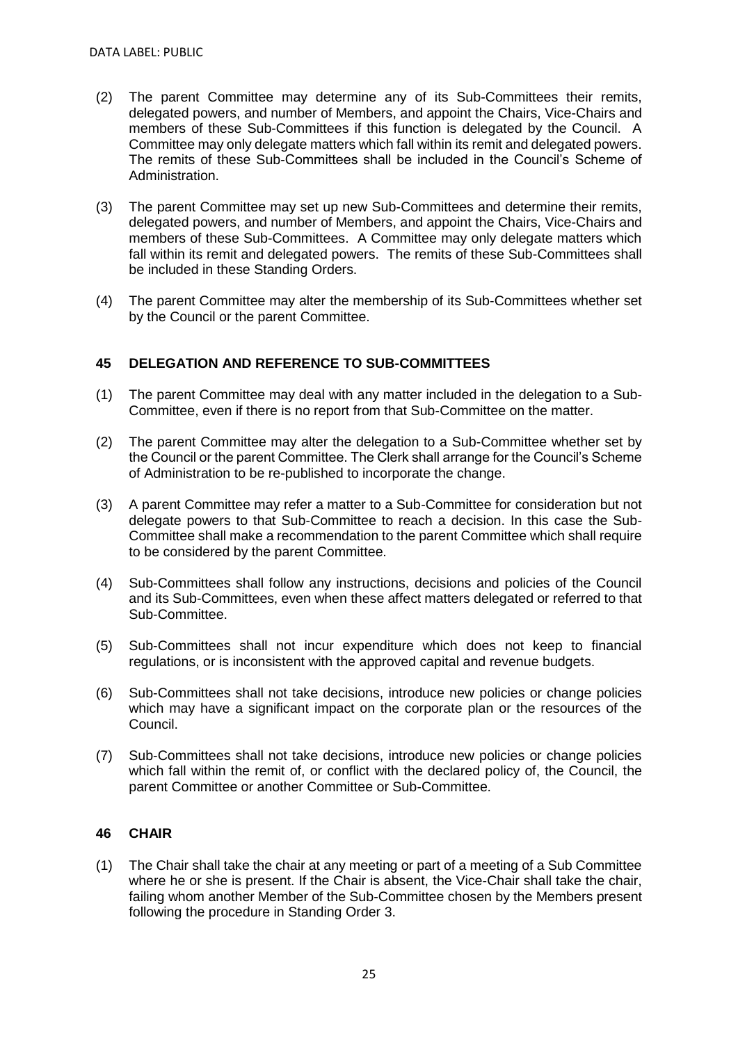(2) The parent Committee may determine any of its Sub-Committees their remits, delegated powers, and number of Members, and appoint the Chairs, Vice-Chairs and members of these Sub-Committees if this function is delegated by the Council. A Committee may only delegate matters which fall within its remit and delegated powers. The remits of these Sub-Committees shall be included in the Council's Scheme of Administration.

(3) The parent Committee may set up new Sub-Committees and determine their remits, delegated powers, and number of Members, and appoint the Chairs, Vice-Chairs and members of these Sub-Committees. A Committee may only delegate matters which fall within its remit and delegated powers. The remits of these Sub-Committees shall be included in these Standing Orders.

(4) The parent Committee may alter the membership of its Sub-Committees whether set by the Council or the parent Committee.

### 45 DELEGATION AND REFERENCE TO SUB-COMMITTEES

(1) The parent Committee may deal with any matter included in the delegation to a Sub-Committee, even if there is no report from that Sub-Committee on the matter.

(2) The parent Committee may alter the delegation to a Sub-Committee whether set by the Council or the parent Committee. The Clerk shall arrange for the Council's Scheme of Administration to be re-published to incorporate the change.

(3) A parent Committee may refer a matter to a Sub-Committee for consideration but not delegate powers to that Sub-Committee to reach a decision. In this case the Sub-Committee shall make a recommendation to the parent Committee which shall require to be considered by the parent Committee.

(4) Sub-Committees shall follow any instructions, decisions and policies of the Council and its Sub-Committees, even when these affect matters delegated or referred to that Sub-Committee.

(5) Sub-Committees shall not incur expenditure which does not keep to financial regulations, or is inconsistent with the approved capital and revenue budgets.

(6) Sub-Committees shall not take decisions, introduce new policies or change policies which may have a significant impact on the corporate plan or the resources of the Council.

(7) Sub-Committees shall not take decisions, introduce new policies or change policies which fall within the remit of, or conflict with the declared policy of, the Council, the parent Committee or another Committee or Sub-Committee.

### 46 CHAIR

(1) The Chair shall take the chair at any meeting or part of a meeting of a Sub Committee where he or she is present. If the Chair is absent, the Vice-Chair shall take the chair, failing whom another Member of the Sub-Committee chosen by the Members present following the procedure in Standing Order 3.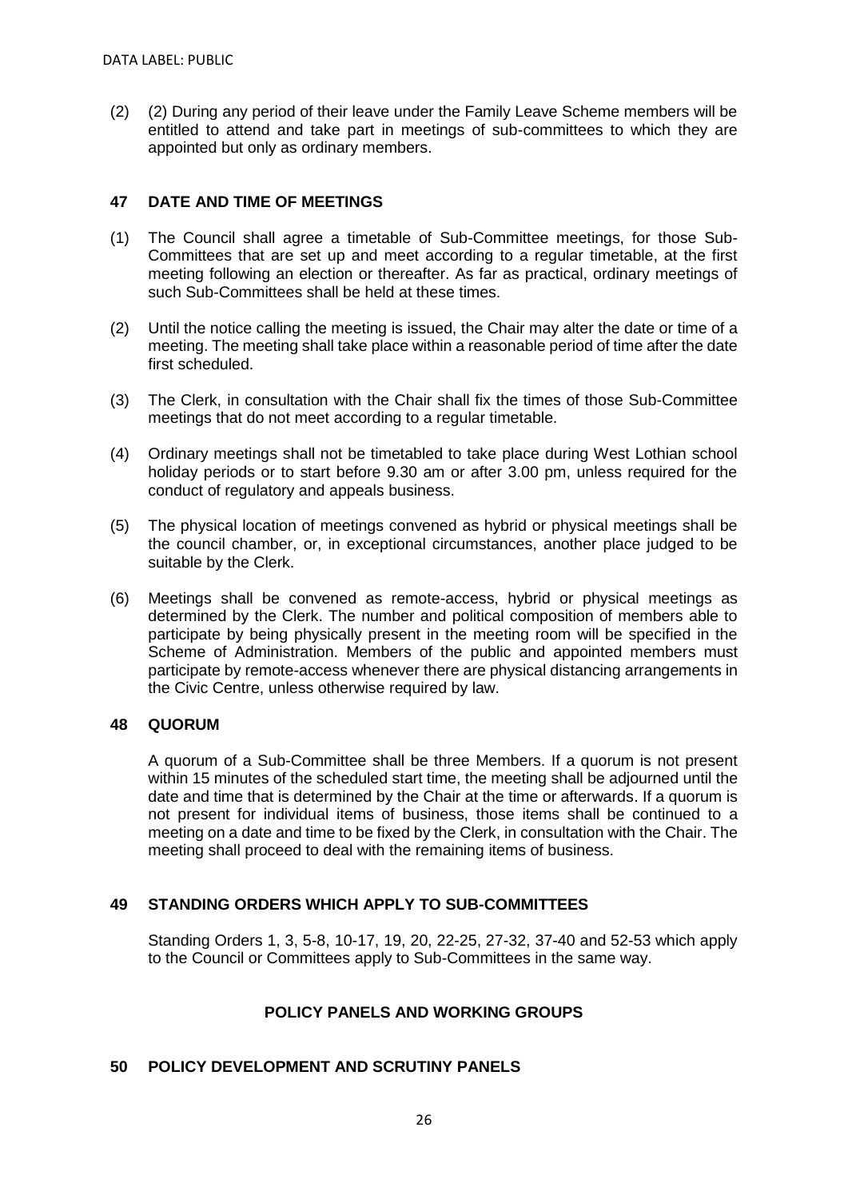(2) (2) During any period of their leave under the Family Leave Scheme members will be entitled to attend and take part in meetings of sub-committees to which they are appointed but only as ordinary members.

## 47 DATE AND TIME OF MEETINGS

(1) The Council shall agree a timetable of Sub-Committee meetings, for those Sub-Committees that are set up and meet according to a regular timetable, at the first meeting following an election or thereafter. As far as practical, ordinary meetings of such Sub-Committees shall be held at these times.

(2) Until the notice calling the meeting is issued, the Chair may alter the date or time of a meeting. The meeting shall take place within a reasonable period of time after the date first scheduled.

(3) The Clerk, in consultation with the Chair shall fix the times of those Sub-Committee meetings that do not meet according to a regular timetable.

(4) Ordinary meetings shall not be timetabled to take place during West Lothian school holiday periods or to start before 9.30 am or after 3.00 pm, unless required for the conduct of regulatory and appeals business.

(5) The physical location of meetings convened as hybrid or physical meetings shall be the council chamber, or, in exceptional circumstances, another place judged to be suitable by the Clerk.

(6) Meetings shall be convened as remote-access, hybrid or physical meetings as determined by the Clerk. The number and political composition of members able to participate by being physically present in the meeting room will be specified in the Scheme of Administration. Members of the public and appointed members must participate by remote-access whenever there are physical distancing arrangements in the Civic Centre, unless otherwise required by law.

## 48 QUORUM

A quorum of a Sub-Committee shall be three Members. If a quorum is not present within 15 minutes of the scheduled start time, the meeting shall be adjourned until the date and time that is determined by the Chair at the time or afterwards. If a quorum is not present for individual items of business, those items shall be continued to a meeting on a date and time to be fixed by the Clerk, in consultation with the Chair. The meeting shall proceed to deal with the remaining items of business.

## 49 STANDING ORDERS WHICH APPLY TO SUB-COMMITTEES

Standing Orders 1, 3, 5-8, 10-17, 19, 20, 22-25, 27-32, 37-40 and 52-53 which apply to the Council or Committees apply to Sub-Committees in the same way.

## POLICY PANELS AND WORKING GROUPS

## 50 POLICY DEVELOPMENT AND SCRUTINY PANELS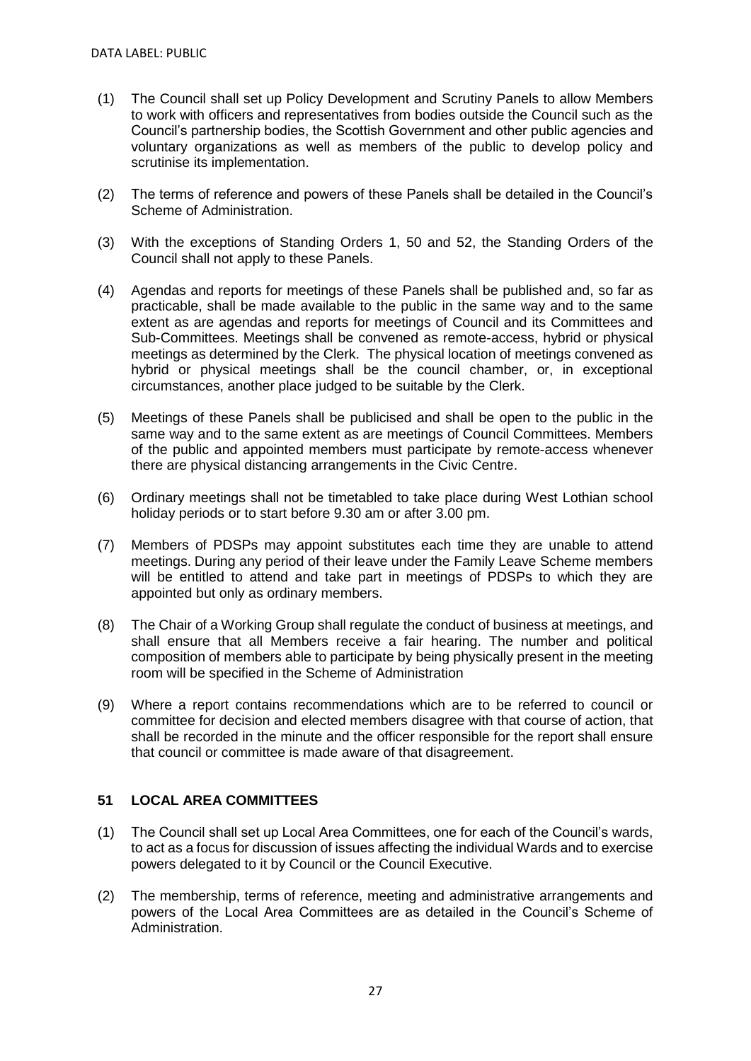(1) The Council shall set up Policy Development and Scrutiny Panels to allow Members to work with officers and representatives from bodies outside the Council such as the Council's partnership bodies, the Scottish Government and other public agencies and voluntary organizations as well as members of the public to develop policy and scrutinise its implementation.

(2) The terms of reference and powers of these Panels shall be detailed in the Council's Scheme of Administration.

(3) With the exceptions of Standing Orders 1, 50 and 52, the Standing Orders of the Council shall not apply to these Panels.

(4) Agendas and reports for meetings of these Panels shall be published and, so far as practicable, shall be made available to the public in the same way and to the same extent as are agendas and reports for meetings of Council and its Committees and Sub-Committees. Meetings shall be convened as remote-access, hybrid or physical meetings as determined by the Clerk. The physical location of meetings convened as hybrid or physical meetings shall be the council chamber, or, in exceptional circumstances, another place judged to be suitable by the Clerk.

(5) Meetings of these Panels shall be publicised and shall be open to the public in the same way and to the same extent as are meetings of Council Committees. Members of the public and appointed members must participate by remote-access whenever there are physical distancing arrangements in the Civic Centre.

(6) Ordinary meetings shall not be timetabled to take place during West Lothian school holiday periods or to start before 9.30 am or after 3.00 pm.

(7) Members of PDSPs may appoint substitutes each time they are unable to attend meetings. During any period of their leave under the Family Leave Scheme members will be entitled to attend and take part in meetings of PDSPs to which they are appointed but only as ordinary members.

(8) The Chair of a Working Group shall regulate the conduct of business at meetings, and shall ensure that all Members receive a fair hearing. The number and political composition of members able to participate by being physically present in the meeting room will be specified in the Scheme of Administration

(9) Where a report contains recommendations which are to be referred to council or committee for decision and elected members disagree with that course of action, that shall be recorded in the minute and the officer responsible for the report shall ensure that council or committee is made aware of that disagreement.

## 51 LOCAL AREA COMMITTEES

(1) The Council shall set up Local Area Committees, one for each of the Council's wards, to act as a focus for discussion of issues affecting the individual Wards and to exercise powers delegated to it by Council or the Council Executive.

(2) The membership, terms of reference, meeting and administrative arrangements and powers of the Local Area Committees are as detailed in the Council's Scheme of Administration.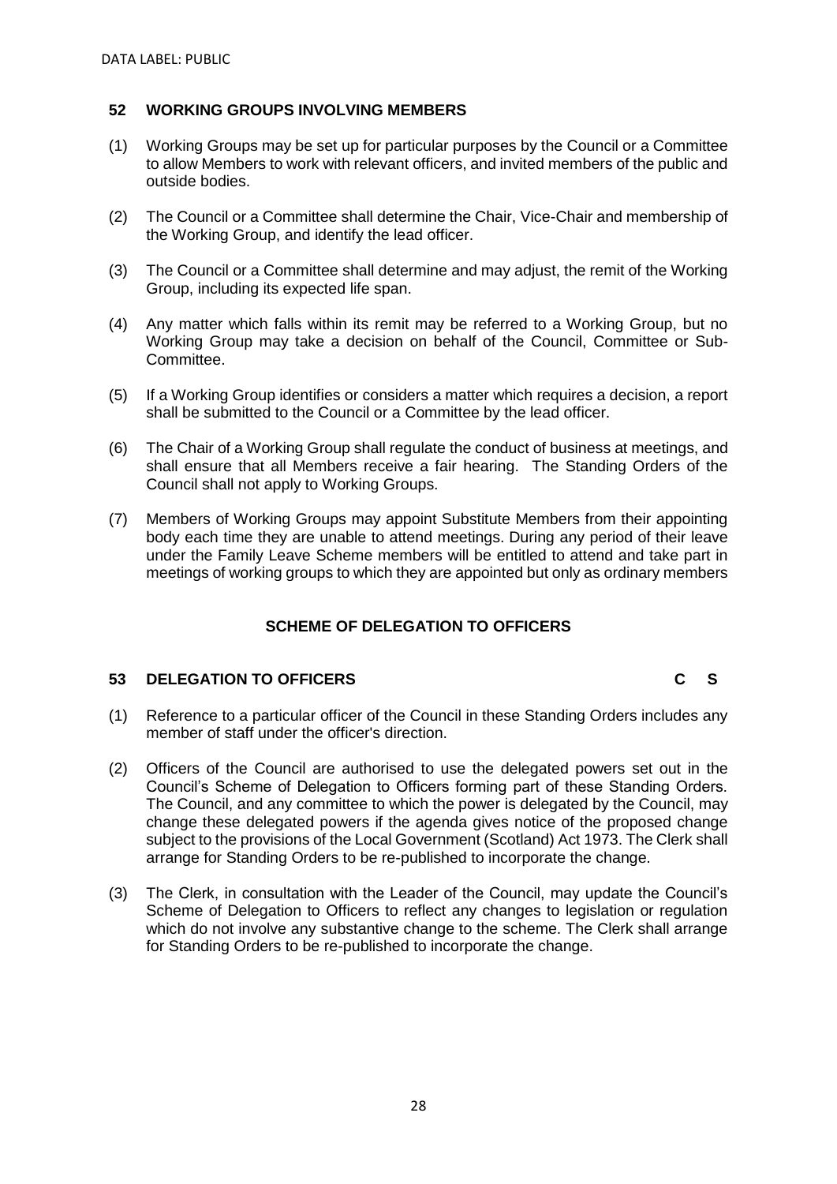DATA LABEL: PUBLIC

## 52 WORKING GROUPS INVOLVING MEMBERS

(1) Working Groups may be set up for particular purposes by the Council or a Committee to allow Members to work with relevant officers, and invited members of the public and outside bodies.

(2) The Council or a Committee shall determine the Chair, Vice-Chair and membership of the Working Group, and identify the lead officer.

(3) The Council or a Committee shall determine and may adjust, the remit of the Working Group, including its expected life span.

(4) Any matter which falls within its remit may be referred to a Working Group, but no Working Group may take a decision on behalf of the Council, Committee or Sub-Committee.

(5) If a Working Group identifies or considers a matter which requires a decision, a report shall be submitted to the Council or a Committee by the lead officer.

(6) The Chair of a Working Group shall regulate the conduct of business at meetings, and shall ensure that all Members receive a fair hearing. The Standing Orders of the Council shall not apply to Working Groups.

(7) Members of Working Groups may appoint Substitute Members from their appointing body each time they are unable to attend meetings. During any period of their leave under the Family Leave Scheme members will be entitled to attend and take part in meetings of working groups to which they are appointed but only as ordinary members

## SCHEME OF DELEGATION TO OFFICERS

## 53 DELEGATION TO OFFICERS C S

(1) Reference to a particular officer of the Council in these Standing Orders includes any member of staff under the officer's direction.

(2) Officers of the Council are authorised to use the delegated powers set out in the Council's Scheme of Delegation to Officers forming part of these Standing Orders. The Council, and any committee to which the power is delegated by the Council, may change these delegated powers if the agenda gives notice of the proposed change subject to the provisions of the Local Government (Scotland) Act 1973. The Clerk shall arrange for Standing Orders to be re-published to incorporate the change.

(3) The Clerk, in consultation with the Leader of the Council, may update the Council's Scheme of Delegation to Officers to reflect any changes to legislation or regulation which do not involve any substantive change to the scheme. The Clerk shall arrange for Standing Orders to be re-published to incorporate the change.